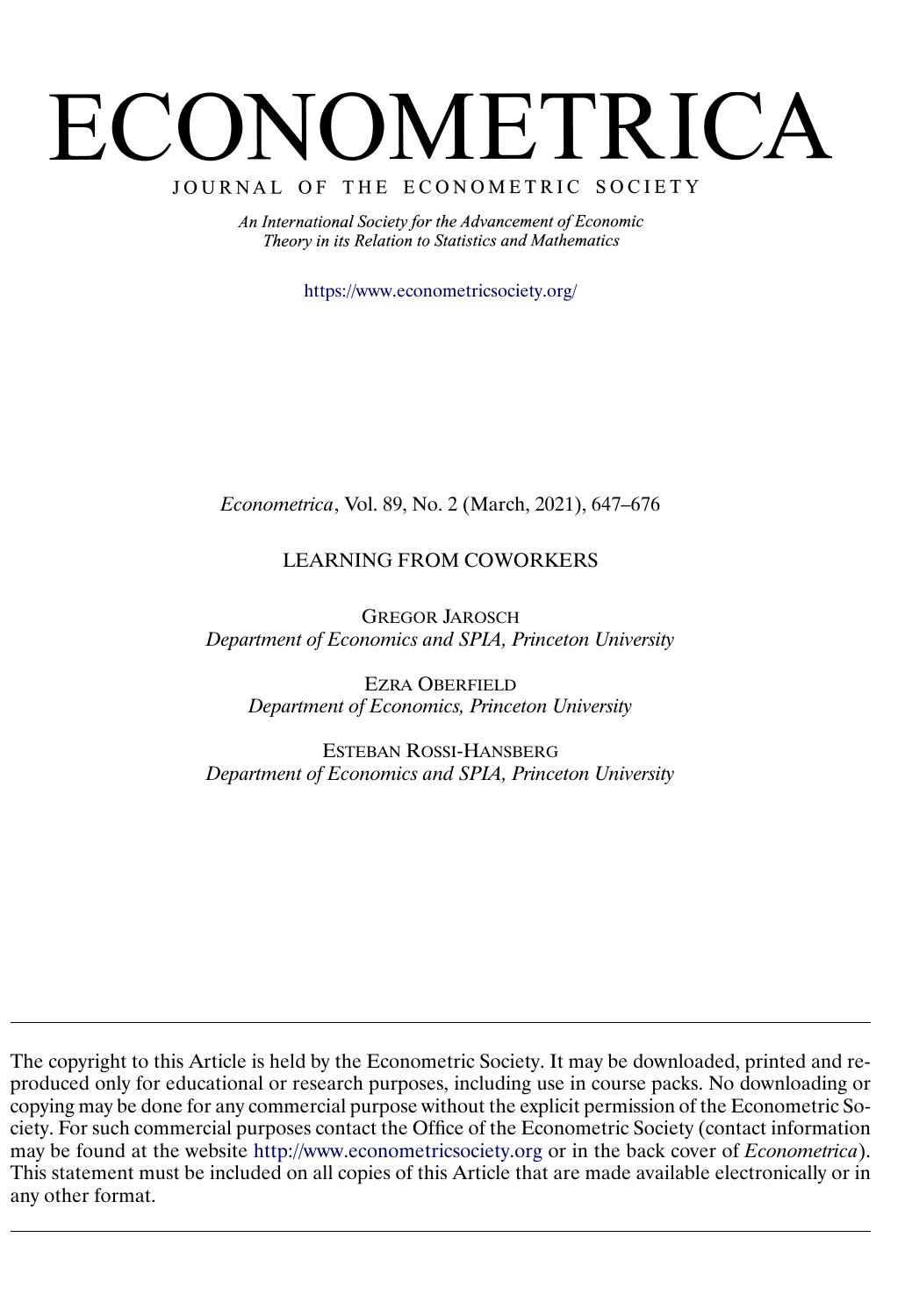# ECONOMETRICA

JOURNAL OF THE ECONOMETRIC SOCIETY

*An International Society for the Advancement of Economic Theory in its Relation to Statistics and Mathematics*

https://www.econometricsociety.org/

*Econometrica*, Vol. 89, No. 2 (March, 2021), 647–676

## LEARNING FROM COWORKERS

GREGOR JAROSCH
*Department of Economics and SPIA, Princeton University*

EZRA OBERFIELD
*Department of Economics, Princeton University*

ESTEBAN ROSSI-HANSBERG
*Department of Economics and SPIA, Princeton University*

---

The copyright to this Article is held by the Econometric Society. It may be downloaded, printed and reproduced only for educational or research purposes, including use in course packs. No downloading or copying may be done for any commercial purpose without the explicit permission of the Econometric Society. For such commercial purposes contact the Office of the Econometric Society (contact information may be found at the website http://www.econometricsociety.org or in the back cover of *Econometrica*). This statement must be included on all copies of this Article that are made available electronically or in any other format.

---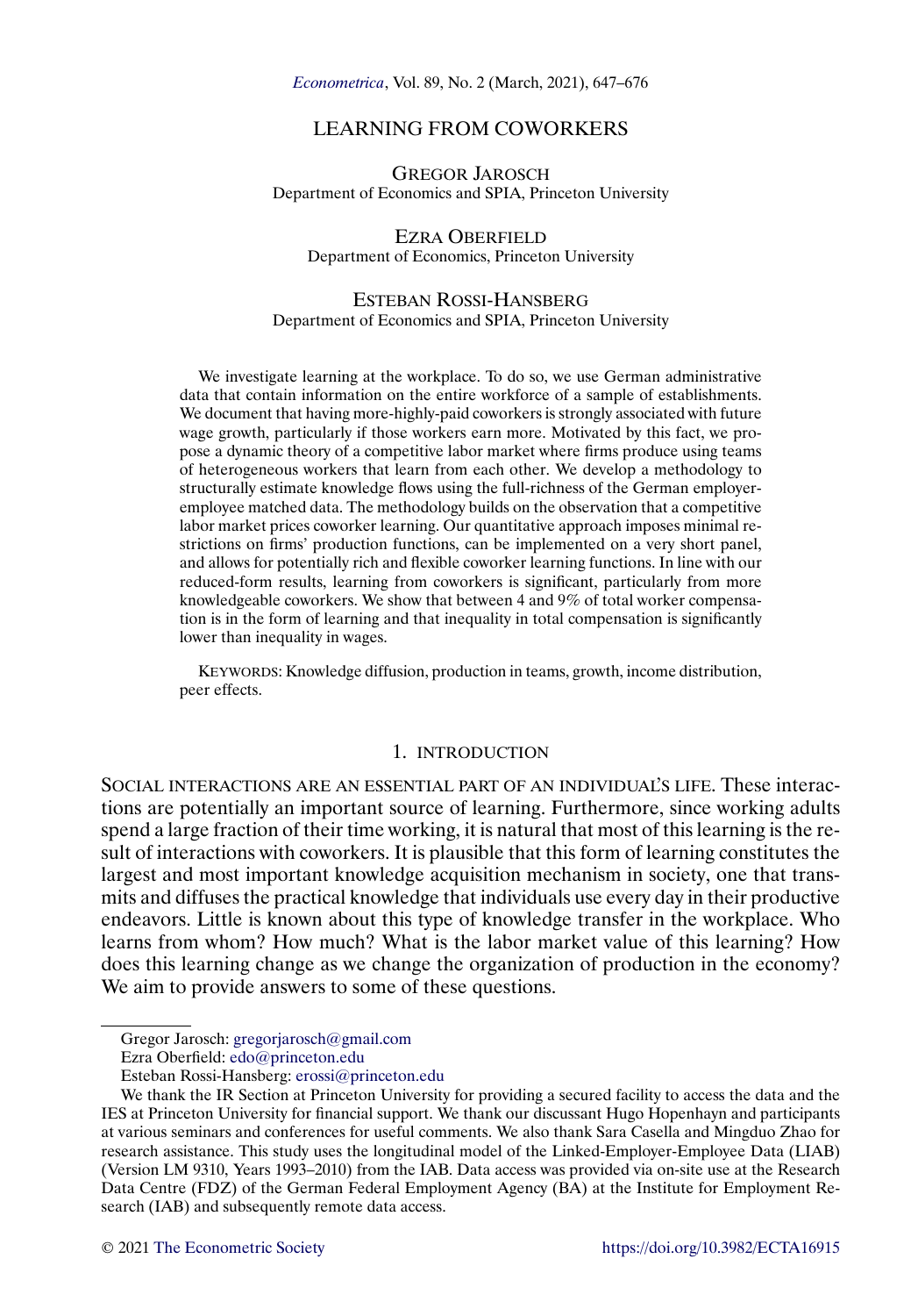# LEARNING FROM COWORKERS

GREGOR JAROSCH
Department of Economics and SPIA, Princeton University

EZRA OBERFIELD
Department of Economics, Princeton University

ESTEBAN ROSSI-HANSBERG
Department of Economics and SPIA, Princeton University

We investigate learning at the workplace. To do so, we use German administrative data that contain information on the entire workforce of a sample of establishments. We document that having more-highly-paid coworkers is strongly associated with future wage growth, particularly if those workers earn more. Motivated by this fact, we propose a dynamic theory of a competitive labor market where firms produce using teams of heterogeneous workers that learn from each other. We develop a methodology to structurally estimate knowledge flows using the full-richness of the German employer-employee matched data. The methodology builds on the observation that a competitive labor market prices coworker learning. Our quantitative approach imposes minimal restrictions on firms' production functions, can be implemented on a very short panel, and allows for potentially rich and flexible coworker learning functions. In line with our reduced-form results, learning from coworkers is significant, particularly from more knowledgeable coworkers. We show that between 4 and 9% of total worker compensation is in the form of learning and that inequality in total compensation is significantly lower than inequality in wages.

KEYWORDS: Knowledge diffusion, production in teams, growth, income distribution, peer effects.

## 1. INTRODUCTION

SOCIAL INTERACTIONS ARE AN ESSENTIAL PART OF AN INDIVIDUAL'S LIFE. These interactions are potentially an important source of learning. Furthermore, since working adults spend a large fraction of their time working, it is natural that most of this learning is the result of interactions with coworkers. It is plausible that this form of learning constitutes the largest and most important knowledge acquisition mechanism in society, one that transmits and diffuses the practical knowledge that individuals use every day in their productive endeavors. Little is known about this type of knowledge transfer in the workplace. Who learns from whom? How much? What is the labor market value of this learning? How does this learning change as we change the organization of production in the economy? We aim to provide answers to some of these questions.

Gregor Jarosch: gregorjarosch@gmail.com
Ezra Oberfield: edo@princeton.edu
Esteban Rossi-Hansberg: erossi@princeton.edu

We thank the IR Section at Princeton University for providing a secured facility to access the data and the IES at Princeton University for financial support. We thank our discussant Hugo Hopenhayn and participants at various seminars and conferences for useful comments. We also thank Sara Casella and Mingduo Zhao for research assistance. This study uses the longitudinal model of the Linked-Employer-Employee Data (LIAB) (Version LM 9310, Years 1993–2010) from the IAB. Data access was provided via on-site use at the Research Data Centre (FDZ) of the German Federal Employment Agency (BA) at the Institute for Employment Research (IAB) and subsequently remote data access.

© 2021 The Econometric Society https://doi.org/10.3982/ECTA16915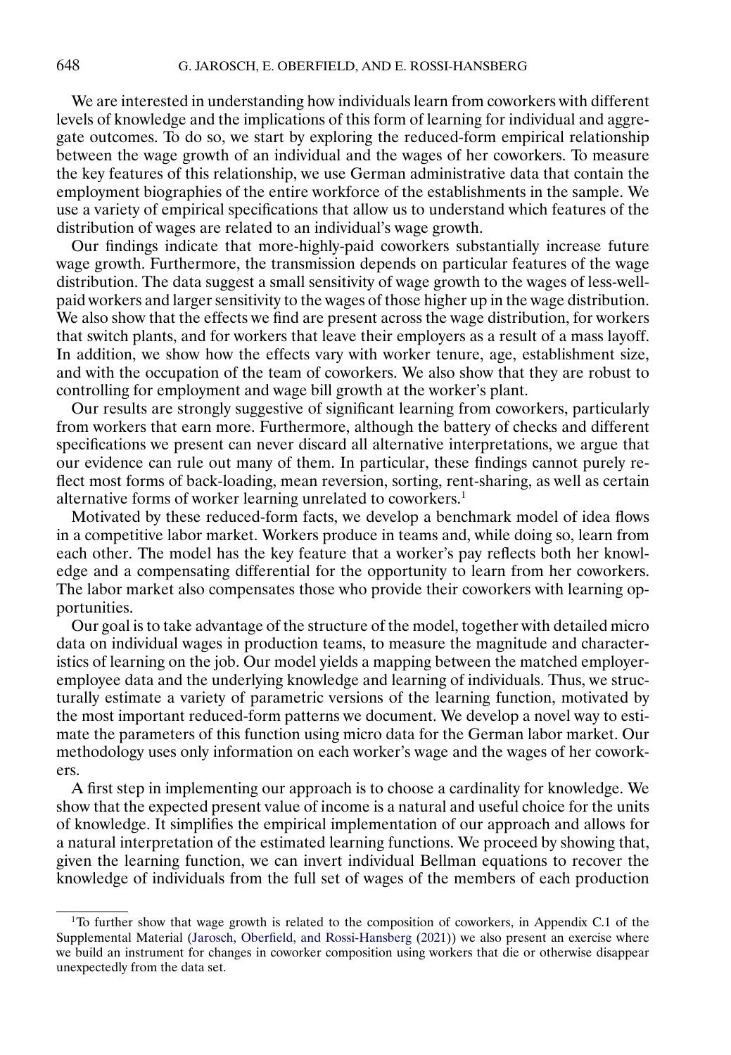We are interested in understanding how individuals learn from coworkers with different levels of knowledge and the implications of this form of learning for individual and aggregate outcomes. To do so, we start by exploring the reduced-form empirical relationship between the wage growth of an individual and the wages of her coworkers. To measure the key features of this relationship, we use German administrative data that contain the employment biographies of the entire workforce of the establishments in the sample. We use a variety of empirical specifications that allow us to understand which features of the distribution of wages are related to an individual's wage growth.

Our findings indicate that more-highly-paid coworkers substantially increase future wage growth. Furthermore, the transmission depends on particular features of the wage distribution. The data suggest a small sensitivity of wage growth to the wages of less-well-paid workers and larger sensitivity to the wages of those higher up in the wage distribution. We also show that the effects we find are present across the wage distribution, for workers that switch plants, and for workers that leave their employers as a result of a mass layoff. In addition, we show how the effects vary with worker tenure, age, establishment size, and with the occupation of the team of coworkers. We also show that they are robust to controlling for employment and wage bill growth at the worker's plant.

Our results are strongly suggestive of significant learning from coworkers, particularly from workers that earn more. Furthermore, although the battery of checks and different specifications we present can never discard all alternative interpretations, we argue that our evidence can rule out many of them. In particular, these findings cannot purely reflect most forms of back-loading, mean reversion, sorting, rent-sharing, as well as certain alternative forms of worker learning unrelated to coworkers.[1]

Motivated by these reduced-form facts, we develop a benchmark model of idea flows in a competitive labor market. Workers produce in teams and, while doing so, learn from each other. The model has the key feature that a worker's pay reflects both her knowledge and a compensating differential for the opportunity to learn from her coworkers. The labor market also compensates those who provide their coworkers with learning opportunities.

Our goal is to take advantage of the structure of the model, together with detailed micro data on individual wages in production teams, to measure the magnitude and characteristics of learning on the job. Our model yields a mapping between the matched employer-employee data and the underlying knowledge and learning of individuals. Thus, we structurally estimate a variety of parametric versions of the learning function, motivated by the most important reduced-form patterns we document. We develop a novel way to estimate the parameters of this function using micro data for the German labor market. Our methodology uses only information on each worker's wage and the wages of her coworkers.

A first step in implementing our approach is to choose a cardinality for knowledge. We show that the expected present value of income is a natural and useful choice for the units of knowledge. It simplifies the empirical implementation of our approach and allows for a natural interpretation of the estimated learning functions. We proceed by showing that, given the learning function, we can invert individual Bellman equations to recover the knowledge of individuals from the full set of wages of the members of each production

[1]To further show that wage growth is related to the composition of coworkers, in Appendix C.1 of the Supplemental Material (Jarosch, Oberfield, and Rossi-Hansberg (2021)) we also present an exercise where we build an instrument for changes in coworker composition using workers that die or otherwise disappear unexpectedly from the data set.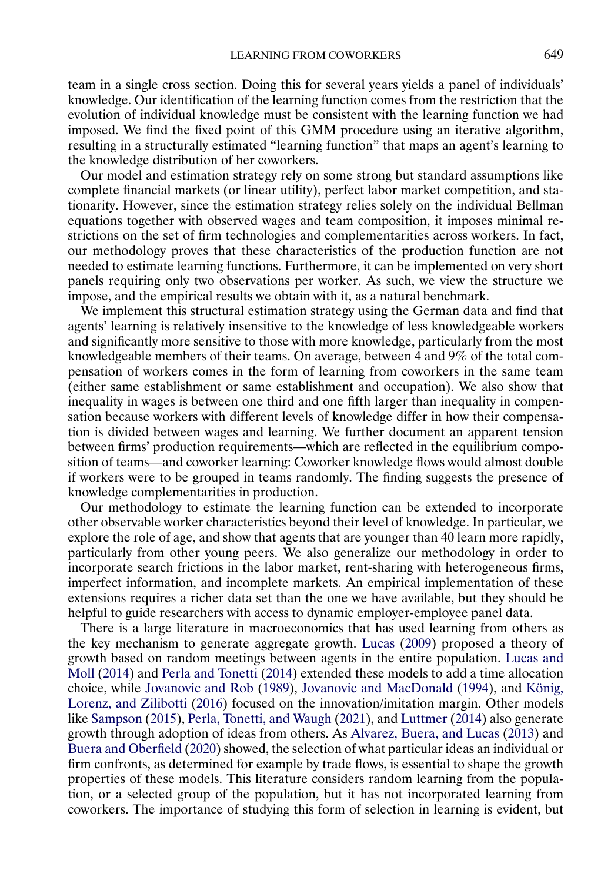team in a single cross section. Doing this for several years yields a panel of individuals' knowledge. Our identification of the learning function comes from the restriction that the evolution of individual knowledge must be consistent with the learning function we had imposed. We find the fixed point of this GMM procedure using an iterative algorithm, resulting in a structurally estimated "learning function" that maps an agent's learning to the knowledge distribution of her coworkers.

Our model and estimation strategy rely on some strong but standard assumptions like complete financial markets (or linear utility), perfect labor market competition, and stationarity. However, since the estimation strategy relies solely on the individual Bellman equations together with observed wages and team composition, it imposes minimal restrictions on the set of firm technologies and complementarities across workers. In fact, our methodology proves that these characteristics of the production function are not needed to estimate learning functions. Furthermore, it can be implemented on very short panels requiring only two observations per worker. As such, we view the structure we impose, and the empirical results we obtain with it, as a natural benchmark.

We implement this structural estimation strategy using the German data and find that agents' learning is relatively insensitive to the knowledge of less knowledgeable workers and significantly more sensitive to those with more knowledge, particularly from the most knowledgeable members of their teams. On average, between 4 and 9% of the total compensation of workers comes in the form of learning from coworkers in the same team (either same establishment or same establishment and occupation). We also show that inequality in wages is between one third and one fifth larger than inequality in compensation because workers with different levels of knowledge differ in how their compensation is divided between wages and learning. We further document an apparent tension between firms' production requirements—which are reflected in the equilibrium composition of teams—and coworker learning: Coworker knowledge flows would almost double if workers were to be grouped in teams randomly. The finding suggests the presence of knowledge complementarities in production.

Our methodology to estimate the learning function can be extended to incorporate other observable worker characteristics beyond their level of knowledge. In particular, we explore the role of age, and show that agents that are younger than 40 learn more rapidly, particularly from other young peers. We also generalize our methodology in order to incorporate search frictions in the labor market, rent-sharing with heterogeneous firms, imperfect information, and incomplete markets. An empirical implementation of these extensions requires a richer data set than the one we have available, but they should be helpful to guide researchers with access to dynamic employer-employee panel data.

There is a large literature in macroeconomics that has used learning from others as the key mechanism to generate aggregate growth. Lucas (2009) proposed a theory of growth based on random meetings between agents in the entire population. Lucas and Moll (2014) and Perla and Tonetti (2014) extended these models to add a time allocation choice, while Jovanovic and Rob (1989), Jovanovic and MacDonald (1994), and König, Lorenz, and Zilibotti (2016) focused on the innovation/imitation margin. Other models like Sampson (2015), Perla, Tonetti, and Waugh (2021), and Luttmer (2014) also generate growth through adoption of ideas from others. As Alvarez, Buera, and Lucas (2013) and Buera and Oberfield (2020) showed, the selection of what particular ideas an individual or firm confronts, as determined for example by trade flows, is essential to shape the growth properties of these models. This literature considers random learning from the population, or a selected group of the population, but it has not incorporated learning from coworkers. The importance of studying this form of selection in learning is evident, but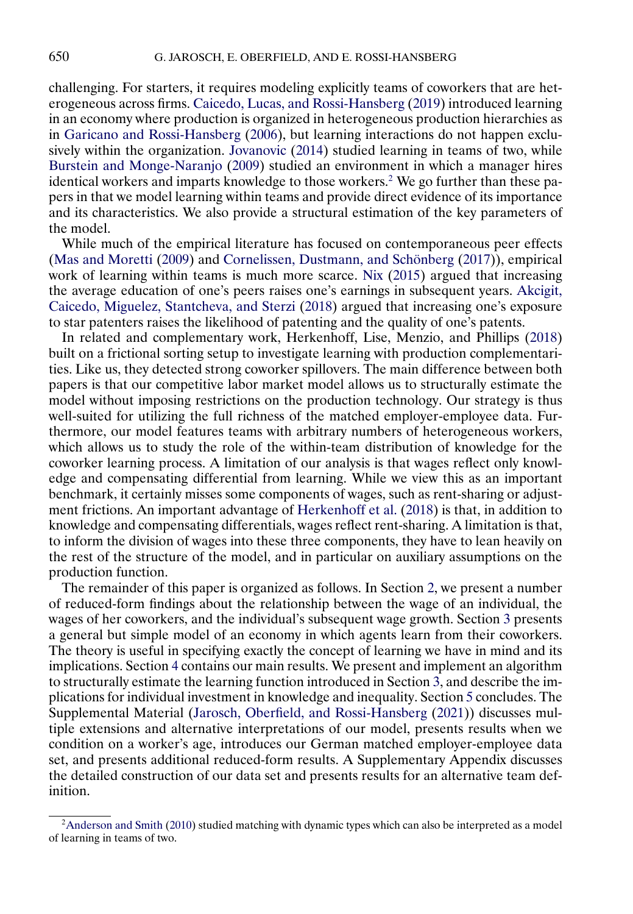challenging. For starters, it requires modeling explicitly teams of coworkers that are heterogeneous across firms. Caicedo, Lucas, and Rossi-Hansberg (2019) introduced learning in an economy where production is organized in heterogeneous production hierarchies as in Garicano and Rossi-Hansberg (2006), but learning interactions do not happen exclusively within the organization. Jovanovic (2014) studied learning in teams of two, while Burstein and Monge-Naranjo (2009) studied an environment in which a manager hires identical workers and imparts knowledge to those workers.[2] We go further than these papers in that we model learning within teams and provide direct evidence of its importance and its characteristics. We also provide a structural estimation of the key parameters of the model.

While much of the empirical literature has focused on contemporaneous peer effects (Mas and Moretti (2009) and Cornelissen, Dustmann, and Schönberg (2017)), empirical work of learning within teams is much more scarce. Nix (2015) argued that increasing the average education of one's peers raises one's earnings in subsequent years. Akcigit, Caicedo, Miguelez, Stantcheva, and Sterzi (2018) argued that increasing one's exposure to star patenters raises the likelihood of patenting and the quality of one's patents.

In related and complementary work, Herkenhoff, Lise, Menzio, and Phillips (2018) built on a frictional sorting setup to investigate learning with production complementarities. Like us, they detected strong coworker spillovers. The main difference between both papers is that our competitive labor market model allows us to structurally estimate the model without imposing restrictions on the production technology. Our strategy is thus well-suited for utilizing the full richness of the matched employer-employee data. Furthermore, our model features teams with arbitrary numbers of heterogeneous workers, which allows us to study the role of the within-team distribution of knowledge for the coworker learning process. A limitation of our analysis is that wages reflect only knowledge and compensating differential from learning. While we view this as an important benchmark, it certainly misses some components of wages, such as rent-sharing or adjustment frictions. An important advantage of Herkenhoff et al. (2018) is that, in addition to knowledge and compensating differentials, wages reflect rent-sharing. A limitation is that, to inform the division of wages into these three components, they have to lean heavily on the rest of the structure of the model, and in particular on auxiliary assumptions on the production function.

The remainder of this paper is organized as follows. In Section 2, we present a number of reduced-form findings about the relationship between the wage of an individual, the wages of her coworkers, and the individual's subsequent wage growth. Section 3 presents a general but simple model of an economy in which agents learn from their coworkers. The theory is useful in specifying exactly the concept of learning we have in mind and its implications. Section 4 contains our main results. We present and implement an algorithm to structurally estimate the learning function introduced in Section 3, and describe the implications for individual investment in knowledge and inequality. Section 5 concludes. The Supplemental Material (Jarosch, Oberfield, and Rossi-Hansberg (2021)) discusses multiple extensions and alternative interpretations of our model, presents results when we condition on a worker's age, introduces our German matched employer-employee data set, and presents additional reduced-form results. A Supplementary Appendix discusses the detailed construction of our data set and presents results for an alternative team definition.

[2] Anderson and Smith (2010) studied matching with dynamic types which can also be interpreted as a model of learning in teams of two.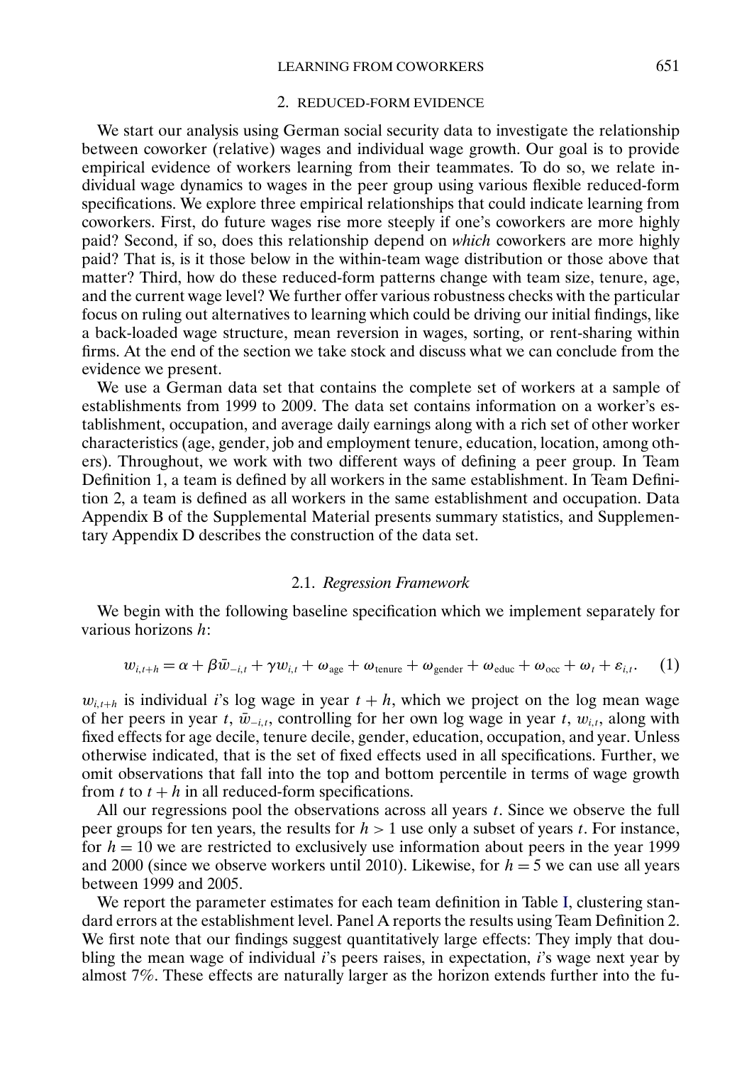## 2. REDUCED-FORM EVIDENCE

We start our analysis using German social security data to investigate the relationship between coworker (relative) wages and individual wage growth. Our goal is to provide empirical evidence of workers learning from their teammates. To do so, we relate individual wage dynamics to wages in the peer group using various flexible reduced-form specifications. We explore three empirical relationships that could indicate learning from coworkers. First, do future wages rise more steeply if one's coworkers are more highly paid? Second, if so, does this relationship depend on *which* coworkers are more highly paid? That is, is it those below in the within-team wage distribution or those above that matter? Third, how do these reduced-form patterns change with team size, tenure, age, and the current wage level? We further offer various robustness checks with the particular focus on ruling out alternatives to learning which could be driving our initial findings, like a back-loaded wage structure, mean reversion in wages, sorting, or rent-sharing within firms. At the end of the section we take stock and discuss what we can conclude from the evidence we present.

We use a German data set that contains the complete set of workers at a sample of establishments from 1999 to 2009. The data set contains information on a worker's establishment, occupation, and average daily earnings along with a rich set of other worker characteristics (age, gender, job and employment tenure, education, location, among others). Throughout, we work with two different ways of defining a peer group. In Team Definition 1, a team is defined by all workers in the same establishment. In Team Definition 2, a team is defined as all workers in the same establishment and occupation. Data Appendix B of the Supplemental Material presents summary statistics, and Supplementary Appendix D describes the construction of the data set.

### 2.1. *Regression Framework*

We begin with the following baseline specification which we implement separately for various horizons $h$:

$$w_{i,t+h} = \alpha + \beta \bar{w}_{-i,t} + \gamma w_{i,t} + \omega_{\text{age}} + \omega_{\text{tenure}} + \omega_{\text{gender}} + \omega_{\text{educ}} + \omega_{\text{occ}} + \omega_t + \varepsilon_{i,t}. \quad (1)$$

$w_{i,t+h}$ is individual $i$'s log wage in year $t+h$, which we project on the log mean wage of her peers in year $t$, $\bar{w}_{-i,t}$, controlling for her own log wage in year $t$, $w_{i,t}$, along with fixed effects for age decile, tenure decile, gender, education, occupation, and year. Unless otherwise indicated, that is the set of fixed effects used in all specifications. Further, we omit observations that fall into the top and bottom percentile in terms of wage growth from $t$ to $t+h$ in all reduced-form specifications.

All our regressions pool the observations across all years $t$. Since we observe the full peer groups for ten years, the results for $h > 1$ use only a subset of years $t$. For instance, for $h = 10$ we are restricted to exclusively use information about peers in the year 1999 and 2000 (since we observe workers until 2010). Likewise, for $h = 5$ we can use all years between 1999 and 2005.

We report the parameter estimates for each team definition in Table I, clustering standard errors at the establishment level. Panel A reports the results using Team Definition 2. We first note that our findings suggest quantitatively large effects: They imply that doubling the mean wage of individual $i$'s peers raises, in expectation, $i$'s wage next year by almost 7%. These effects are naturally larger as the horizon extends further into the fu-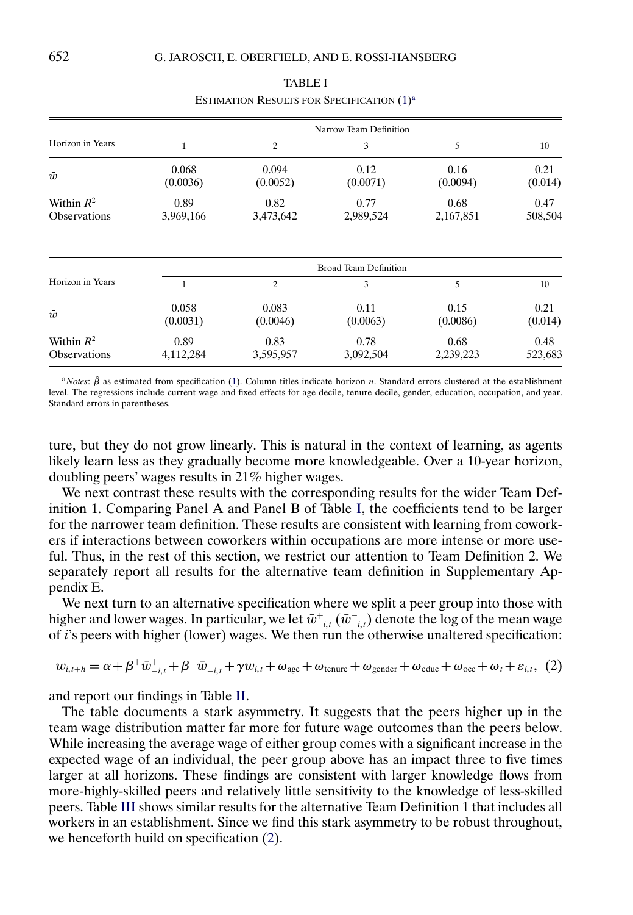TABLE I

ESTIMATION RESULTS FOR SPECIFICATION (1)[a]

| Horizon in Years | Narrow Team Definition | | | | |
|---|---|---|---|---|---|
| | 1 | 2 | 3 | 5 | 10 |
| $\bar{w}$ | 0.068 (0.0036) | 0.094 (0.0052) | 0.12 (0.0071) | 0.16 (0.0094) | 0.21 (0.014) |
| Within $R^2$ | 0.89 | 0.82 | 0.77 | 0.68 | 0.47 |
| Observations | 3,969,166 | 3,473,642 | 2,989,524 | 2,167,851 | 508,504 |

| Horizon in Years | Broad Team Definition | | | | |
|---|---|---|---|---|---|
| | 1 | 2 | 3 | 5 | 10 |
| $\bar{w}$ | 0.058 (0.0031) | 0.083 (0.0046) | 0.11 (0.0063) | 0.15 (0.0086) | 0.21 (0.014) |
| Within $R^2$ | 0.89 | 0.83 | 0.78 | 0.68 | 0.48 |
| Observations | 4,112,284 | 3,595,957 | 3,092,504 | 2,239,223 | 523,683 |

[a]*Notes*: $\hat{\beta}$ as estimated from specification (1). Column titles indicate horizon $n$. Standard errors clustered at the establishment level. The regressions include current wage and fixed effects for age decile, tenure decile, gender, education, occupation, and year. Standard errors in parentheses.

ture, but they do not grow linearly. This is natural in the context of learning, as agents likely learn less as they gradually become more knowledgeable. Over a 10-year horizon, doubling peers' wages results in 21% higher wages.

We next contrast these results with the corresponding results for the wider Team Definition 1. Comparing Panel A and Panel B of Table I, the coefficients tend to be larger for the narrower team definition. These results are consistent with learning from coworkers if interactions between coworkers within occupations are more intense or more useful. Thus, in the rest of this section, we restrict our attention to Team Definition 2. We separately report all results for the alternative team definition in Supplementary Appendix E.

We next turn to an alternative specification where we split a peer group into those with higher and lower wages. In particular, we let $\bar{w}^{+}_{-i,t}$ ($\bar{w}^{-}_{-i,t}$) denote the log of the mean wage of $i$'s peers with higher (lower) wages. We then run the otherwise unaltered specification:

$$w_{i,t+h} = \alpha + \beta^{+}\bar{w}^{+}_{-i,t} + \beta^{-}\bar{w}^{-}_{-i,t} + \gamma w_{i,t} + \omega_{\text{age}} + \omega_{\text{tenure}} + \omega_{\text{gender}} + \omega_{\text{educ}} + \omega_{\text{occ}} + \omega_t + \varepsilon_{i,t}, \quad (2)$$

and report our findings in Table II.

The table documents a stark asymmetry. It suggests that the peers higher up in the team wage distribution matter far more for future wage outcomes than the peers below. While increasing the average wage of either group comes with a significant increase in the expected wage of an individual, the peer group above has an impact three to five times larger at all horizons. These findings are consistent with larger knowledge flows from more-highly-skilled peers and relatively little sensitivity to the knowledge of less-skilled peers. Table III shows similar results for the alternative Team Definition 1 that includes all workers in an establishment. Since we find this stark asymmetry to be robust throughout, we henceforth build on specification (2).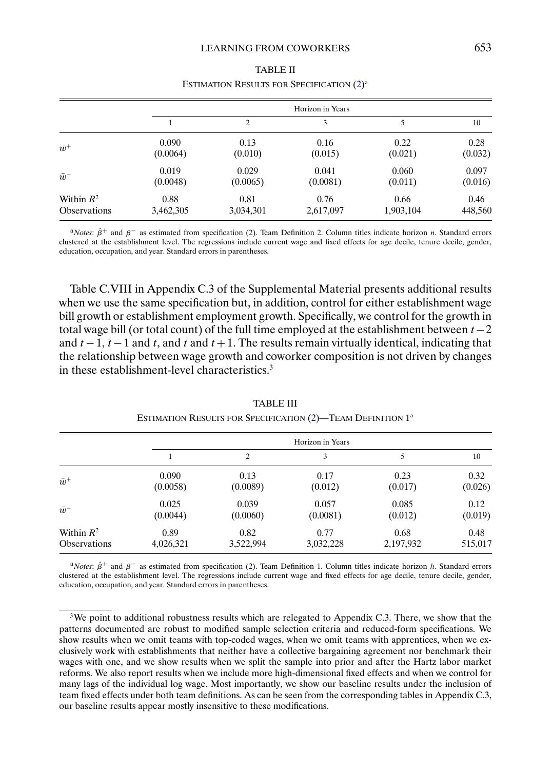TABLE II

ESTIMATION RESULTS FOR SPECIFICATION (2)[a]

| | Horizon in Years | | | | |
|---|---|---|---|---|---|
| | 1 | 2 | 3 | 5 | 10 |
| $\bar{w}^+$ | 0.090 | 0.13 | 0.16 | 0.22 | 0.28 |
| | (0.0064) | (0.010) | (0.015) | (0.021) | (0.032) |
| $\bar{w}^-$ | 0.019 | 0.029 | 0.041 | 0.060 | 0.097 |
| | (0.0048) | (0.0065) | (0.0081) | (0.011) | (0.016) |
| Within $R^2$ | 0.88 | 0.81 | 0.76 | 0.66 | 0.46 |
| Observations | 3,462,305 | 3,034,301 | 2,617,097 | 1,903,104 | 448,560 |

[a]*Notes*: $\hat{\beta}^+$ and $\beta^-$ as estimated from specification (2). Team Definition 2. Column titles indicate horizon $n$. Standard errors clustered at the establishment level. The regressions include current wage and fixed effects for age decile, tenure decile, gender, education, occupation, and year. Standard errors in parentheses.

Table C.VIII in Appendix C.3 of the Supplemental Material presents additional results when we use the same specification but, in addition, control for either establishment wage bill growth or establishment employment growth. Specifically, we control for the growth in total wage bill (or total count) of the full time employed at the establishment between $t-2$ and $t-1$, $t-1$ and $t$, and $t$ and $t+1$. The results remain virtually identical, indicating that the relationship between wage growth and coworker composition is not driven by changes in these establishment-level characteristics.[3]

TABLE III

ESTIMATION RESULTS FOR SPECIFICATION (2)—TEAM DEFINITION 1[a]

| | Horizon in Years | | | | |
|---|---|---|---|---|---|
| | 1 | 2 | 3 | 5 | 10 |
| $\bar{w}^+$ | 0.090 | 0.13 | 0.17 | 0.23 | 0.32 |
| | (0.0058) | (0.0089) | (0.012) | (0.017) | (0.026) |
| $\bar{w}^-$ | 0.025 | 0.039 | 0.057 | 0.085 | 0.12 |
| | (0.0044) | (0.0060) | (0.0081) | (0.012) | (0.019) |
| Within $R^2$ | 0.89 | 0.82 | 0.77 | 0.68 | 0.48 |
| Observations | 4,026,321 | 3,522,994 | 3,032,228 | 2,197,932 | 515,017 |

[a]*Notes*: $\hat{\beta}^+$ and $\beta^-$ as estimated from specification (2). Team Definition 1. Column titles indicate horizon $h$. Standard errors clustered at the establishment level. The regressions include current wage and fixed effects for age decile, tenure decile, gender, education, occupation, and year. Standard errors in parentheses.

[3]We point to additional robustness results which are relegated to Appendix C.3. There, we show that the patterns documented are robust to modified sample selection criteria and reduced-form specifications. We show results when we omit teams with top-coded wages, when we omit teams with apprentices, when we exclusively work with establishments that neither have a collective bargaining agreement nor benchmark their wages with one, and we show results when we split the sample into prior and after the Hartz labor market reforms. We also report results when we include more high-dimensional fixed effects and when we control for many lags of the individual log wage. Most importantly, we show our baseline results under the inclusion of team fixed effects under both team definitions. As can be seen from the corresponding tables in Appendix C.3, our baseline results appear mostly insensitive to these modifications.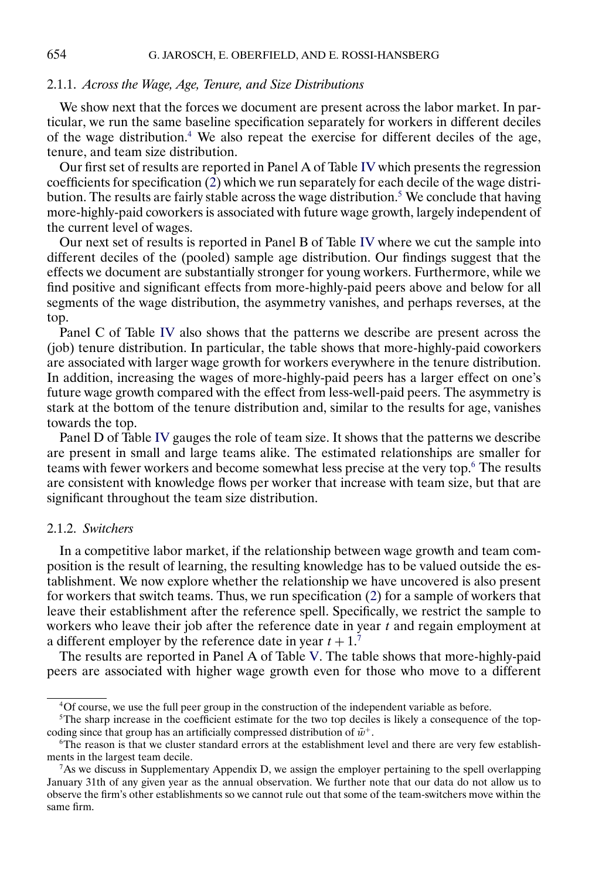### 2.1.1. *Across the Wage, Age, Tenure, and Size Distributions*

We show next that the forces we document are present across the labor market. In particular, we run the same baseline specification separately for workers in different deciles of the wage distribution.[4] We also repeat the exercise for different deciles of the age, tenure, and team size distribution.

Our first set of results are reported in Panel A of Table IV which presents the regression coefficients for specification (2) which we run separately for each decile of the wage distribution. The results are fairly stable across the wage distribution.[5] We conclude that having more-highly-paid coworkers is associated with future wage growth, largely independent of the current level of wages.

Our next set of results is reported in Panel B of Table IV where we cut the sample into different deciles of the (pooled) sample age distribution. Our findings suggest that the effects we document are substantially stronger for young workers. Furthermore, while we find positive and significant effects from more-highly-paid peers above and below for all segments of the wage distribution, the asymmetry vanishes, and perhaps reverses, at the top.

Panel C of Table IV also shows that the patterns we describe are present across the (job) tenure distribution. In particular, the table shows that more-highly-paid coworkers are associated with larger wage growth for workers everywhere in the tenure distribution. In addition, increasing the wages of more-highly-paid peers has a larger effect on one's future wage growth compared with the effect from less-well-paid peers. The asymmetry is stark at the bottom of the tenure distribution and, similar to the results for age, vanishes towards the top.

Panel D of Table IV gauges the role of team size. It shows that the patterns we describe are present in small and large teams alike. The estimated relationships are smaller for teams with fewer workers and become somewhat less precise at the very top.[6] The results are consistent with knowledge flows per worker that increase with team size, but that are significant throughout the team size distribution.

### 2.1.2. *Switchers*

In a competitive labor market, if the relationship between wage growth and team composition is the result of learning, the resulting knowledge has to be valued outside the establishment. We now explore whether the relationship we have uncovered is also present for workers that switch teams. Thus, we run specification (2) for a sample of workers that leave their establishment after the reference spell. Specifically, we restrict the sample to workers who leave their job after the reference date in year $t$ and regain employment at a different employer by the reference date in year $t + 1$.[7]

The results are reported in Panel A of Table V. The table shows that more-highly-paid peers are associated with higher wage growth even for those who move to a different

---

[4] Of course, we use the full peer group in the construction of the independent variable as before.

[5] The sharp increase in the coefficient estimate for the two top deciles is likely a consequence of the top-coding since that group has an artificially compressed distribution of $\bar{w}^{+}$.

[6] The reason is that we cluster standard errors at the establishment level and there are very few establishments in the largest team decile.

[7] As we discuss in Supplementary Appendix D, we assign the employer pertaining to the spell overlapping January 31th of any given year as the annual observation. We further note that our data do not allow us to observe the firm's other establishments so we cannot rule out that some of the team-switchers move within the same firm.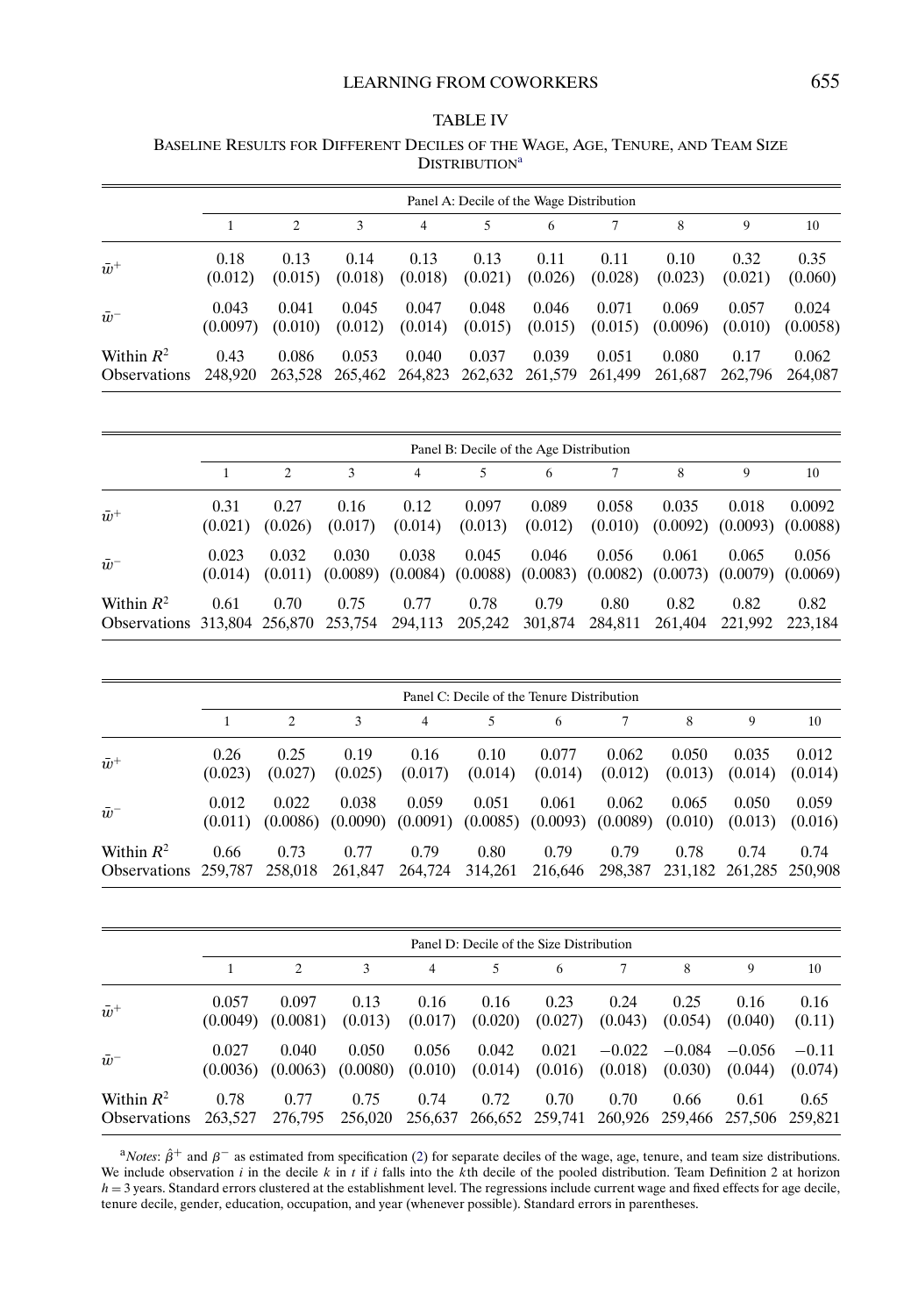TABLE IV

BASELINE RESULTS FOR DIFFERENT DECILES OF THE WAGE, AGE, TENURE, AND TEAM SIZE DISTRIBUTION[a]

| | Panel A: Decile of the Wage Distribution | | | | | | | | | |
|---|---|---|---|---|---|---|---|---|---|---|
| | 1 | 2 | 3 | 4 | 5 | 6 | 7 | 8 | 9 | 10 |
| $\bar{w}^+$ | 0.18 | 0.13 | 0.14 | 0.13 | 0.13 | 0.11 | 0.11 | 0.10 | 0.32 | 0.35 |
| | (0.012) | (0.015) | (0.018) | (0.018) | (0.021) | (0.026) | (0.028) | (0.023) | (0.021) | (0.060) |
| $\bar{w}^-$ | 0.043 | 0.041 | 0.045 | 0.047 | 0.048 | 0.046 | 0.071 | 0.069 | 0.057 | 0.024 |
| | (0.0097) | (0.010) | (0.012) | (0.014) | (0.015) | (0.015) | (0.015) | (0.0096) | (0.010) | (0.0058) |
| Within $R^2$ | 0.43 | 0.086 | 0.053 | 0.040 | 0.037 | 0.039 | 0.051 | 0.080 | 0.17 | 0.062 |
| Observations | 248,920 | 263,528 | 265,462 | 264,823 | 262,632 | 261,579 | 261,499 | 261,687 | 262,796 | 264,087 |

| | Panel B: Decile of the Age Distribution | | | | | | | | | |
|---|---|---|---|---|---|---|---|---|---|---|
| | 1 | 2 | 3 | 4 | 5 | 6 | 7 | 8 | 9 | 10 |
| $\bar{w}^+$ | 0.31 | 0.27 | 0.16 | 0.12 | 0.097 | 0.089 | 0.058 | 0.035 | 0.018 | 0.0092 |
| | (0.021) | (0.026) | (0.017) | (0.014) | (0.013) | (0.012) | (0.010) | (0.0092) | (0.0093) | (0.0088) |
| $\bar{w}^-$ | 0.023 | 0.032 | 0.030 | 0.038 | 0.045 | 0.046 | 0.056 | 0.061 | 0.065 | 0.056 |
| | (0.014) | (0.011) | (0.0089) | (0.0084) | (0.0088) | (0.0083) | (0.0082) | (0.0073) | (0.0079) | (0.0069) |
| Within $R^2$ | 0.61 | 0.70 | 0.75 | 0.77 | 0.78 | 0.79 | 0.80 | 0.82 | 0.82 | 0.82 |
| Observations | 313,804 | 256,870 | 253,754 | 294,113 | 205,242 | 301,874 | 284,811 | 261,404 | 221,992 | 223,184 |

| | Panel C: Decile of the Tenure Distribution | | | | | | | | | |
|---|---|---|---|---|---|---|---|---|---|---|
| | 1 | 2 | 3 | 4 | 5 | 6 | 7 | 8 | 9 | 10 |
| $\bar{w}^+$ | 0.26 | 0.25 | 0.19 | 0.16 | 0.10 | 0.077 | 0.062 | 0.050 | 0.035 | 0.012 |
| | (0.023) | (0.027) | (0.025) | (0.017) | (0.014) | (0.014) | (0.012) | (0.013) | (0.014) | (0.014) |
| $\bar{w}^-$ | 0.012 | 0.022 | 0.038 | 0.059 | 0.051 | 0.061 | 0.062 | 0.065 | 0.050 | 0.059 |
| | (0.011) | (0.0086) | (0.0090) | (0.0091) | (0.0085) | (0.0093) | (0.0089) | (0.010) | (0.013) | (0.016) |
| Within $R^2$ | 0.66 | 0.73 | 0.77 | 0.79 | 0.80 | 0.79 | 0.79 | 0.78 | 0.74 | 0.74 |
| Observations | 259,787 | 258,018 | 261,847 | 264,724 | 314,261 | 216,646 | 298,387 | 231,182 | 261,285 | 250,908 |

| | Panel D: Decile of the Size Distribution | | | | | | | | | |
|---|---|---|---|---|---|---|---|---|---|---|
| | 1 | 2 | 3 | 4 | 5 | 6 | 7 | 8 | 9 | 10 |
| $\bar{w}^+$ | 0.057 | 0.097 | 0.13 | 0.16 | 0.16 | 0.23 | 0.24 | 0.25 | 0.16 | 0.16 |
| | (0.0049) | (0.0081) | (0.013) | (0.017) | (0.020) | (0.027) | (0.043) | (0.054) | (0.040) | (0.11) |
| $\bar{w}^-$ | 0.027 | 0.040 | 0.050 | 0.056 | 0.042 | 0.021 | −0.022 | −0.084 | −0.056 | −0.11 |
| | (0.0036) | (0.0063) | (0.0080) | (0.010) | (0.014) | (0.016) | (0.018) | (0.030) | (0.044) | (0.074) |
| Within $R^2$ | 0.78 | 0.77 | 0.75 | 0.74 | 0.72 | 0.70 | 0.70 | 0.66 | 0.61 | 0.65 |
| Observations | 263,527 | 276,795 | 256,020 | 256,637 | 266,652 | 259,741 | 260,926 | 259,466 | 257,506 | 259,821 |

[a]*Notes*: $\hat{\beta}^+$ and $\beta^-$ as estimated from specification (2) for separate deciles of the wage, age, tenure, and team size distributions. We include observation $i$ in the decile $k$ in $t$ if $i$ falls into the $k$th decile of the pooled distribution. Team Definition 2 at horizon $h = 3$ years. Standard errors clustered at the establishment level. The regressions include current wage and fixed effects for age decile, tenure decile, gender, education, occupation, and year (whenever possible). Standard errors in parentheses.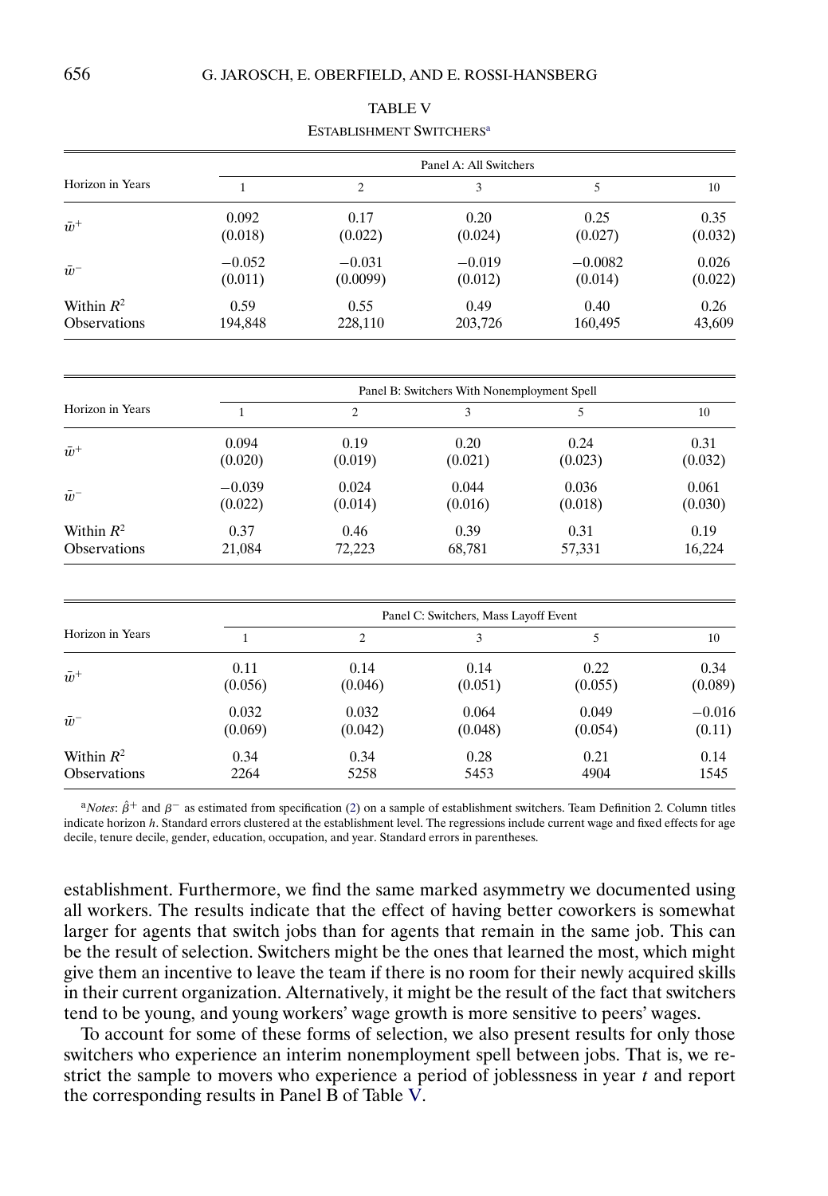TABLE V

ESTABLISHMENT SWITCHERS[a]

| Horizon in Years | Panel A: All Switchers | | | | |
|---|---|---|---|---|---|
| | 1 | 2 | 3 | 5 | 10 |
| $\bar{w}^+$ | 0.092 | 0.17 | 0.20 | 0.25 | 0.35 |
| | (0.018) | (0.022) | (0.024) | (0.027) | (0.032) |
| $\bar{w}^-$ | −0.052 | −0.031 | −0.019 | −0.0082 | 0.026 |
| | (0.011) | (0.0099) | (0.012) | (0.014) | (0.022) |
| Within $R^2$ | 0.59 | 0.55 | 0.49 | 0.40 | 0.26 |
| Observations | 194,848 | 228,110 | 203,726 | 160,495 | 43,609 |

| Horizon in Years | Panel B: Switchers With Nonemployment Spell | | | | |
|---|---|---|---|---|---|
| | 1 | 2 | 3 | 5 | 10 |
| $\bar{w}^+$ | 0.094 | 0.19 | 0.20 | 0.24 | 0.31 |
| | (0.020) | (0.019) | (0.021) | (0.023) | (0.032) |
| $\bar{w}^-$ | −0.039 | 0.024 | 0.044 | 0.036 | 0.061 |
| | (0.022) | (0.014) | (0.016) | (0.018) | (0.030) |
| Within $R^2$ | 0.37 | 0.46 | 0.39 | 0.31 | 0.19 |
| Observations | 21,084 | 72,223 | 68,781 | 57,331 | 16,224 |

| Horizon in Years | Panel C: Switchers, Mass Layoff Event | | | | |
|---|---|---|---|---|---|
| | 1 | 2 | 3 | 5 | 10 |
| $\bar{w}^+$ | 0.11 | 0.14 | 0.14 | 0.22 | 0.34 |
| | (0.056) | (0.046) | (0.051) | (0.055) | (0.089) |
| $\bar{w}^-$ | 0.032 | 0.032 | 0.064 | 0.049 | −0.016 |
| | (0.069) | (0.042) | (0.048) | (0.054) | (0.11) |
| Within $R^2$ | 0.34 | 0.34 | 0.28 | 0.21 | 0.14 |
| Observations | 2264 | 5258 | 5453 | 4904 | 1545 |

[a]*Notes*: $\hat{\beta}^+$ and $\beta^-$ as estimated from specification (2) on a sample of establishment switchers. Team Definition 2. Column titles indicate horizon $h$. Standard errors clustered at the establishment level. The regressions include current wage and fixed effects for age decile, tenure decile, gender, education, occupation, and year. Standard errors in parentheses.

establishment. Furthermore, we find the same marked asymmetry we documented using all workers. The results indicate that the effect of having better coworkers is somewhat larger for agents that switch jobs than for agents that remain in the same job. This can be the result of selection. Switchers might be the ones that learned the most, which might give them an incentive to leave the team if there is no room for their newly acquired skills in their current organization. Alternatively, it might be the result of the fact that switchers tend to be young, and young workers' wage growth is more sensitive to peers' wages.

To account for some of these forms of selection, we also present results for only those switchers who experience an interim nonemployment spell between jobs. That is, we restrict the sample to movers who experience a period of joblessness in year $t$ and report the corresponding results in Panel B of Table V.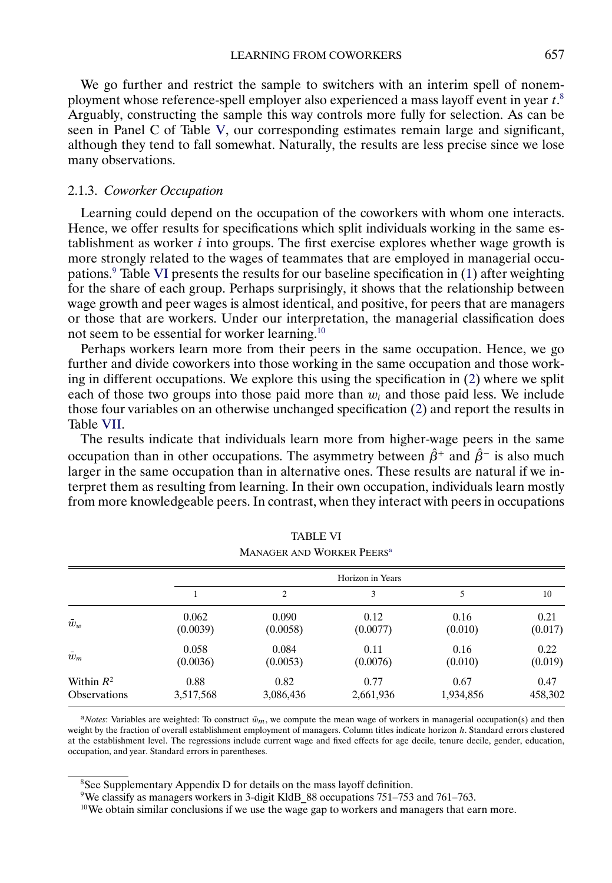We go further and restrict the sample to switchers with an interim spell of nonemployment whose reference-spell employer also experienced a mass layoff event in year $t$.[8] Arguably, constructing the sample this way controls more fully for selection. As can be seen in Panel C of Table V, our corresponding estimates remain large and significant, although they tend to fall somewhat. Naturally, the results are less precise since we lose many observations.

### 2.1.3. *Coworker Occupation*

Learning could depend on the occupation of the coworkers with whom one interacts. Hence, we offer results for specifications which split individuals working in the same establishment as worker $i$ into groups. The first exercise explores whether wage growth is more strongly related to the wages of teammates that are employed in managerial occupations.[9] Table VI presents the results for our baseline specification in (1) after weighting for the share of each group. Perhaps surprisingly, it shows that the relationship between wage growth and peer wages is almost identical, and positive, for peers that are managers or those that are workers. Under our interpretation, the managerial classification does not seem to be essential for worker learning.[10]

Perhaps workers learn more from their peers in the same occupation. Hence, we go further and divide coworkers into those working in the same occupation and those working in different occupations. We explore this using the specification in (2) where we split each of those two groups into those paid more than $w_i$ and those paid less. We include those four variables on an otherwise unchanged specification (2) and report the results in Table VII.

The results indicate that individuals learn more from higher-wage peers in the same occupation than in other occupations. The asymmetry between $\hat{\beta}^+$ and $\hat{\beta}^-$ is also much larger in the same occupation than in alternative ones. These results are natural if we interpret them as resulting from learning. In their own occupation, individuals learn mostly from more knowledgeable peers. In contrast, when they interact with peers in occupations

TABLE VI

MANAGER AND WORKER PEERS[a]

| | Horizon in Years | | | | |
|---|---|---|---|---|---|
| | 1 | 2 | 3 | 5 | 10 |
| $\bar{w}_w$ | 0.062 | 0.090 | 0.12 | 0.16 | 0.21 |
| | (0.0039) | (0.0058) | (0.0077) | (0.010) | (0.017) |
| $\bar{w}_m$ | 0.058 | 0.084 | 0.11 | 0.16 | 0.22 |
| | (0.0036) | (0.0053) | (0.0076) | (0.010) | (0.019) |
| Within $R^2$ | 0.88 | 0.82 | 0.77 | 0.67 | 0.47 |
| Observations | 3,517,568 | 3,086,436 | 2,661,936 | 1,934,856 | 458,302 |

[a]*Notes*: Variables are weighted: To construct $\bar{w}_m$, we compute the mean wage of workers in managerial occupation(s) and then weight by the fraction of overall establishment employment of managers. Column titles indicate horizon $h$. Standard errors clustered at the establishment level. The regressions include current wage and fixed effects for age decile, tenure decile, gender, education, occupation, and year. Standard errors in parentheses.

[8]See Supplementary Appendix D for details on the mass layoff definition.

[9]We classify as managers workers in 3-digit KldB_88 occupations 751–753 and 761–763.

[10]We obtain similar conclusions if we use the wage gap to workers and managers that earn more.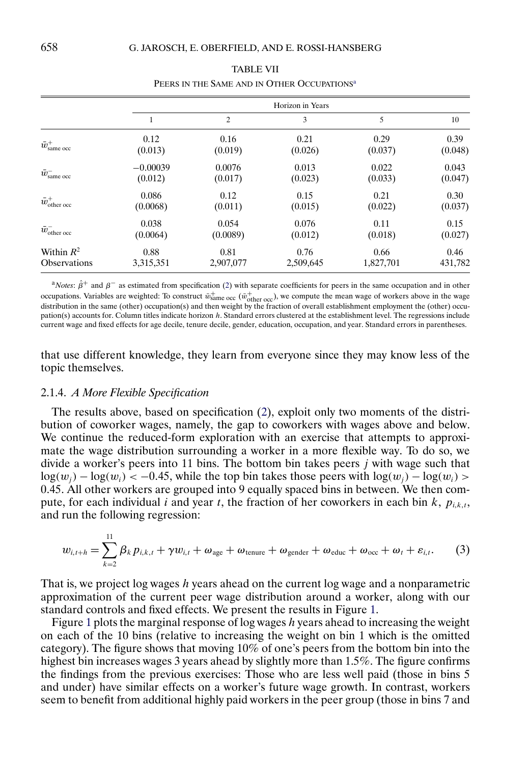TABLE VII

PEERS IN THE SAME AND IN OTHER OCCUPATIONS[a]

| | Horizon in Years | | | | |
|---|---|---|---|---|---|
| | 1 | 2 | 3 | 5 | 10 |
| $\bar{w}^{+}_{\text{same occ}}$ | 0.12 | 0.16 | 0.21 | 0.29 | 0.39 |
| | (0.013) | (0.019) | (0.026) | (0.037) | (0.048) |
| $\bar{w}^{-}_{\text{same occ}}$ | −0.00039 | 0.0076 | 0.013 | 0.022 | 0.043 |
| | (0.012) | (0.017) | (0.023) | (0.033) | (0.047) |
| $\bar{w}^{+}_{\text{other occ}}$ | 0.086 | 0.12 | 0.15 | 0.21 | 0.30 |
| | (0.0068) | (0.011) | (0.015) | (0.022) | (0.037) |
| $\bar{w}^{-}_{\text{other occ}}$ | 0.038 | 0.054 | 0.076 | 0.11 | 0.15 |
| | (0.0064) | (0.0089) | (0.012) | (0.018) | (0.027) |
| Within $R^2$ | 0.88 | 0.81 | 0.76 | 0.66 | 0.46 |
| Observations | 3,315,351 | 2,907,077 | 2,509,645 | 1,827,701 | 431,782 |

[a]*Notes*: $\hat{\beta}^{+}$ and $\beta^{-}$ as estimated from specification (2) with separate coefficients for peers in the same occupation and in other occupations. Variables are weighted: To construct $\bar{w}^{+}_{\text{same occ}}$ ($\bar{w}^{+}_{\text{other occ}}$), we compute the mean wage of workers above in the wage distribution in the same (other) occupation(s) and then weight by the fraction of overall establishment employment the (other) occupation(s) accounts for. Column titles indicate horizon $h$. Standard errors clustered at the establishment level. The regressions include current wage and fixed effects for age decile, tenure decile, gender, education, occupation, and year. Standard errors in parentheses.

that use different knowledge, they learn from everyone since they may know less of the topic themselves.

### 2.1.4. *A More Flexible Specification*

The results above, based on specification (2), exploit only two moments of the distribution of coworker wages, namely, the gap to coworkers with wages above and below. We continue the reduced-form exploration with an exercise that attempts to approximate the wage distribution surrounding a worker in a more flexible way. To do so, we divide a worker's peers into 11 bins. The bottom bin takes peers $j$ with wage such that $\log(w_j) - \log(w_i) < -0.45$, while the top bin takes those peers with $\log(w_j) - \log(w_i) > 0.45$. All other workers are grouped into 9 equally spaced bins in between. We then compute, for each individual $i$ and year $t$, the fraction of her coworkers in each bin $k$, $p_{i,k,t}$, and run the following regression:

$$w_{i,t+h} = \sum_{k=2}^{11} \beta_k p_{i,k,t} + \gamma w_{i,t} + \omega_{\text{age}} + \omega_{\text{tenure}} + \omega_{\text{gender}} + \omega_{\text{educ}} + \omega_{\text{occ}} + \omega_t + \varepsilon_{i,t}. \tag{3}$$

That is, we project log wages $h$ years ahead on the current log wage and a nonparametric approximation of the current peer wage distribution around a worker, along with our standard controls and fixed effects. We present the results in Figure 1.

Figure 1 plots the marginal response of log wages $h$ years ahead to increasing the weight on each of the 10 bins (relative to increasing the weight on bin 1 which is the omitted category). The figure shows that moving 10% of one's peers from the bottom bin into the highest bin increases wages 3 years ahead by slightly more than 1.5%. The figure confirms the findings from the previous exercises: Those who are less well paid (those in bins 5 and under) have similar effects on a worker's future wage growth. In contrast, workers seem to benefit from additional highly paid workers in the peer group (those in bins 7 and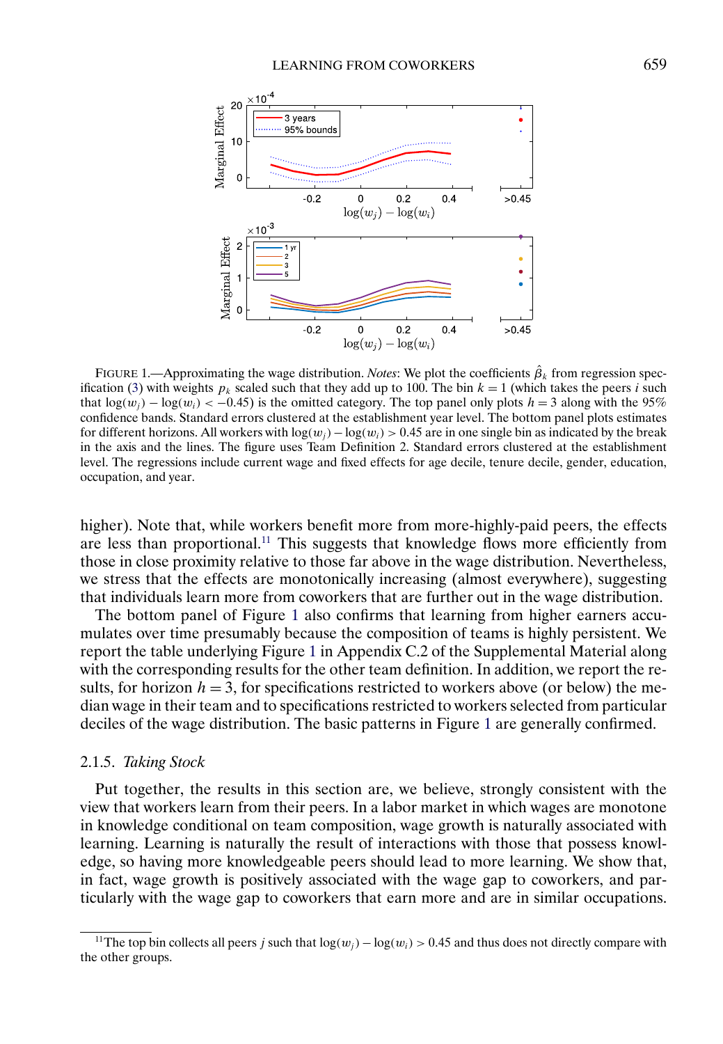FIGURE 1.—Approximating the wage distribution. *Notes*: We plot the coefficients $\hat{\beta}_k$ from regression specification (3) with weights $p_k$ scaled such that they add up to 100. The bin $k = 1$ (which takes the peers $i$ such that $\log(w_j) - \log(w_i) < -0.45$) is the omitted category. The top panel only plots $h = 3$ along with the 95% confidence bands. Standard errors clustered at the establishment year level. The bottom panel plots estimates for different horizons. All workers with $\log(w_j) - \log(w_i) > 0.45$ are in one single bin as indicated by the break in the axis and the lines. The figure uses Team Definition 2. Standard errors clustered at the establishment level. The regressions include current wage and fixed effects for age decile, tenure decile, gender, education, occupation, and year.

higher). Note that, while workers benefit more from more-highly-paid peers, the effects are less than proportional.[11] This suggests that knowledge flows more efficiently from those in close proximity relative to those far above in the wage distribution. Nevertheless, we stress that the effects are monotonically increasing (almost everywhere), suggesting that individuals learn more from coworkers that are further out in the wage distribution.

The bottom panel of Figure 1 also confirms that learning from higher earners accumulates over time presumably because the composition of teams is highly persistent. We report the table underlying Figure 1 in Appendix C.2 of the Supplemental Material along with the corresponding results for the other team definition. In addition, we report the results, for horizon $h = 3$, for specifications restricted to workers above (or below) the median wage in their team and to specifications restricted to workers selected from particular deciles of the wage distribution. The basic patterns in Figure 1 are generally confirmed.

### 2.1.5. *Taking Stock*

Put together, the results in this section are, we believe, strongly consistent with the view that workers learn from their peers. In a labor market in which wages are monotone in knowledge conditional on team composition, wage growth is naturally associated with learning. Learning is naturally the result of interactions with those that possess knowledge, so having more knowledgeable peers should lead to more learning. We show that, in fact, wage growth is positively associated with the wage gap to coworkers, and particularly with the wage gap to coworkers that earn more and are in similar occupations.

[11]The top bin collects all peers $j$ such that $\log(w_j) - \log(w_i) > 0.45$ and thus does not directly compare with the other groups.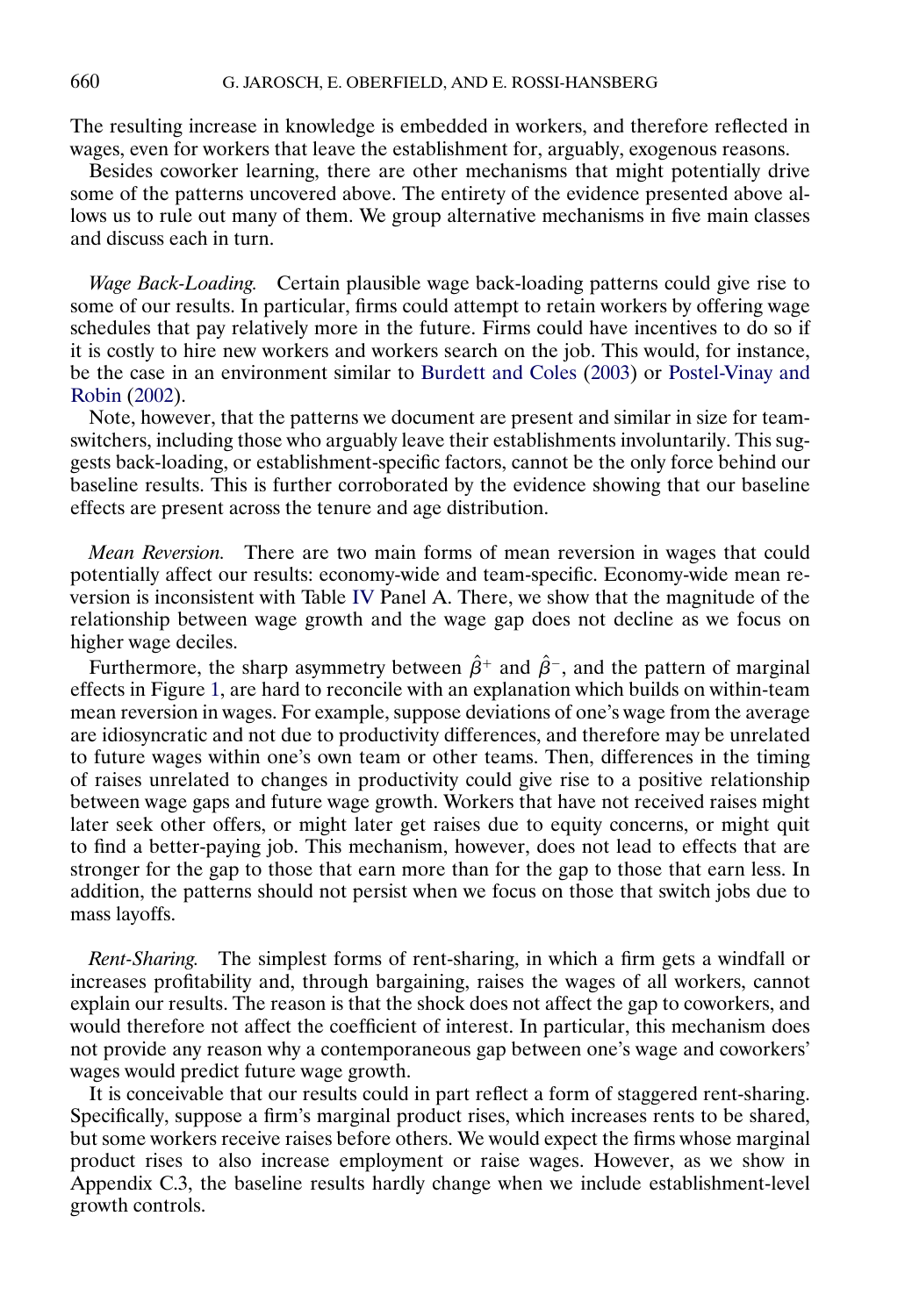The resulting increase in knowledge is embedded in workers, and therefore reflected in wages, even for workers that leave the establishment for, arguably, exogenous reasons.

Besides coworker learning, there are other mechanisms that might potentially drive some of the patterns uncovered above. The entirety of the evidence presented above allows us to rule out many of them. We group alternative mechanisms in five main classes and discuss each in turn.

*Wage Back-Loading.* Certain plausible wage back-loading patterns could give rise to some of our results. In particular, firms could attempt to retain workers by offering wage schedules that pay relatively more in the future. Firms could have incentives to do so if it is costly to hire new workers and workers search on the job. This would, for instance, be the case in an environment similar to Burdett and Coles (2003) or Postel-Vinay and Robin (2002).

Note, however, that the patterns we document are present and similar in size for team-switchers, including those who arguably leave their establishments involuntarily. This suggests back-loading, or establishment-specific factors, cannot be the only force behind our baseline results. This is further corroborated by the evidence showing that our baseline effects are present across the tenure and age distribution.

*Mean Reversion.* There are two main forms of mean reversion in wages that could potentially affect our results: economy-wide and team-specific. Economy-wide mean reversion is inconsistent with Table IV Panel A. There, we show that the magnitude of the relationship between wage growth and the wage gap does not decline as we focus on higher wage deciles.

Furthermore, the sharp asymmetry between $\hat{\beta}^+$ and $\hat{\beta}^-$, and the pattern of marginal effects in Figure 1, are hard to reconcile with an explanation which builds on within-team mean reversion in wages. For example, suppose deviations of one's wage from the average are idiosyncratic and not due to productivity differences, and therefore may be unrelated to future wages within one's own team or other teams. Then, differences in the timing of raises unrelated to changes in productivity could give rise to a positive relationship between wage gaps and future wage growth. Workers that have not received raises might later seek other offers, or might later get raises due to equity concerns, or might quit to find a better-paying job. This mechanism, however, does not lead to effects that are stronger for the gap to those that earn more than for the gap to those that earn less. In addition, the patterns should not persist when we focus on those that switch jobs due to mass layoffs.

*Rent-Sharing.* The simplest forms of rent-sharing, in which a firm gets a windfall or increases profitability and, through bargaining, raises the wages of all workers, cannot explain our results. The reason is that the shock does not affect the gap to coworkers, and would therefore not affect the coefficient of interest. In particular, this mechanism does not provide any reason why a contemporaneous gap between one's wage and coworkers' wages would predict future wage growth.

It is conceivable that our results could in part reflect a form of staggered rent-sharing. Specifically, suppose a firm's marginal product rises, which increases rents to be shared, but some workers receive raises before others. We would expect the firms whose marginal product rises to also increase employment or raise wages. However, as we show in Appendix C.3, the baseline results hardly change when we include establishment-level growth controls.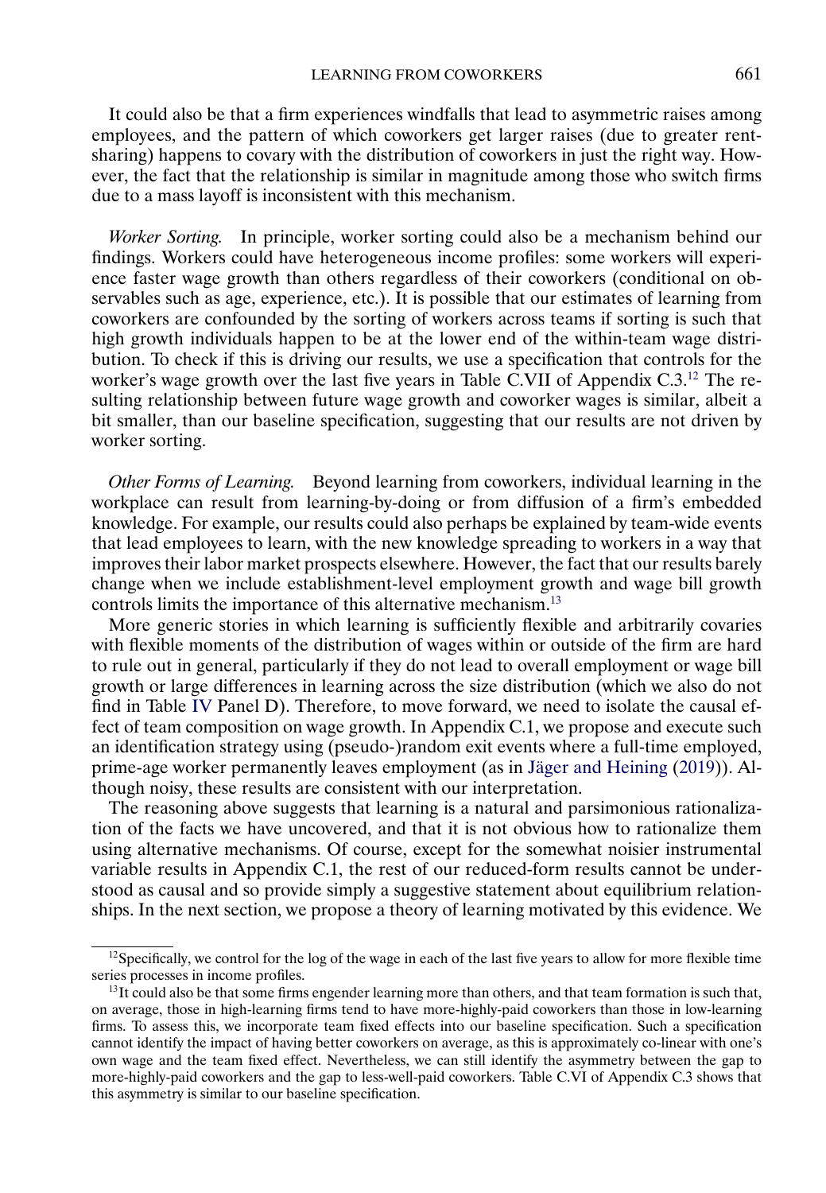It could also be that a firm experiences windfalls that lead to asymmetric raises among employees, and the pattern of which coworkers get larger raises (due to greater rent-sharing) happens to covary with the distribution of coworkers in just the right way. However, the fact that the relationship is similar in magnitude among those who switch firms due to a mass layoff is inconsistent with this mechanism.

*Worker Sorting.* In principle, worker sorting could also be a mechanism behind our findings. Workers could have heterogeneous income profiles: some workers will experience faster wage growth than others regardless of their coworkers (conditional on observables such as age, experience, etc.). It is possible that our estimates of learning from coworkers are confounded by the sorting of workers across teams if sorting is such that high growth individuals happen to be at the lower end of the within-team wage distribution. To check if this is driving our results, we use a specification that controls for the worker's wage growth over the last five years in Table C.VII of Appendix C.3.[12] The resulting relationship between future wage growth and coworker wages is similar, albeit a bit smaller, than our baseline specification, suggesting that our results are not driven by worker sorting.

*Other Forms of Learning.* Beyond learning from coworkers, individual learning in the workplace can result from learning-by-doing or from diffusion of a firm's embedded knowledge. For example, our results could also perhaps be explained by team-wide events that lead employees to learn, with the new knowledge spreading to workers in a way that improves their labor market prospects elsewhere. However, the fact that our results barely change when we include establishment-level employment growth and wage bill growth controls limits the importance of this alternative mechanism.[13]

More generic stories in which learning is sufficiently flexible and arbitrarily covaries with flexible moments of the distribution of wages within or outside of the firm are hard to rule out in general, particularly if they do not lead to overall employment or wage bill growth or large differences in learning across the size distribution (which we also do not find in Table IV Panel D). Therefore, to move forward, we need to isolate the causal effect of team composition on wage growth. In Appendix C.1, we propose and execute such an identification strategy using (pseudo-)random exit events where a full-time employed, prime-age worker permanently leaves employment (as in Jäger and Heining (2019)). Although noisy, these results are consistent with our interpretation.

The reasoning above suggests that learning is a natural and parsimonious rationalization of the facts we have uncovered, and that it is not obvious how to rationalize them using alternative mechanisms. Of course, except for the somewhat noisier instrumental variable results in Appendix C.1, the rest of our reduced-form results cannot be understood as causal and so provide simply a suggestive statement about equilibrium relationships. In the next section, we propose a theory of learning motivated by this evidence. We

[12] Specifically, we control for the log of the wage in each of the last five years to allow for more flexible time series processes in income profiles.

[13] It could also be that some firms engender learning more than others, and that team formation is such that, on average, those in high-learning firms tend to have more-highly-paid coworkers than those in low-learning firms. To assess this, we incorporate team fixed effects into our baseline specification. Such a specification cannot identify the impact of having better coworkers on average, as this is approximately co-linear with one's own wage and the team fixed effect. Nevertheless, we can still identify the asymmetry between the gap to more-highly-paid coworkers and the gap to less-well-paid coworkers. Table C.VI of Appendix C.3 shows that this asymmetry is similar to our baseline specification.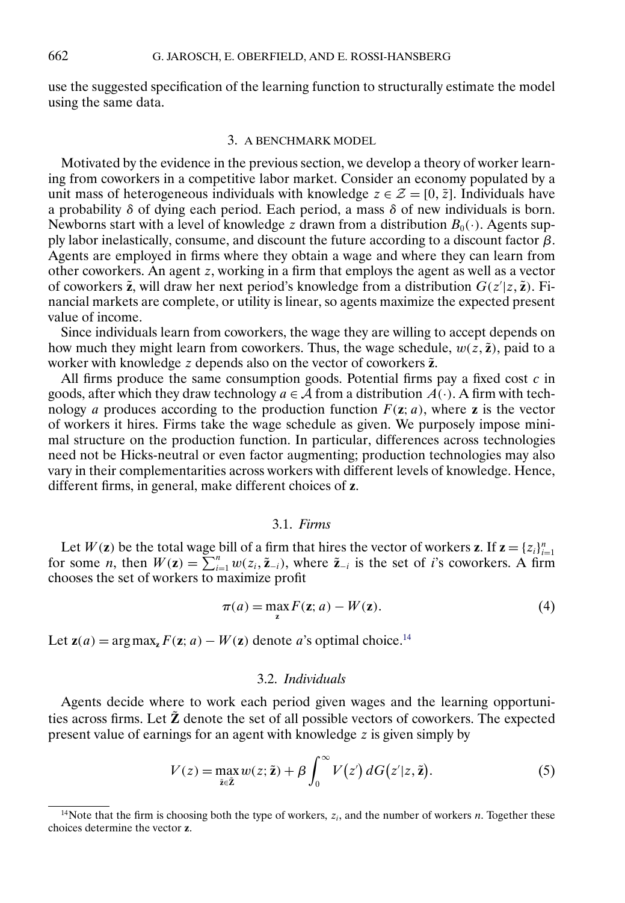use the suggested specification of the learning function to structurally estimate the model using the same data.

## 3. A BENCHMARK MODEL

Motivated by the evidence in the previous section, we develop a theory of worker learning from coworkers in a competitive labor market. Consider an economy populated by a unit mass of heterogeneous individuals with knowledge $z \in \mathcal{Z} = [0, \bar{z}]$. Individuals have a probability $\delta$ of dying each period. Each period, a mass $\delta$ of new individuals is born. Newborns start with a level of knowledge $z$ drawn from a distribution $B_0(\cdot)$. Agents supply labor inelastically, consume, and discount the future according to a discount factor $\beta$. Agents are employed in firms where they obtain a wage and where they can learn from other coworkers. An agent $z$, working in a firm that employs the agent as well as a vector of coworkers $\tilde{\mathbf{z}}$, will draw her next period's knowledge from a distribution $G(z'|z, \tilde{\mathbf{z}})$. Financial markets are complete, or utility is linear, so agents maximize the expected present value of income.

Since individuals learn from coworkers, the wage they are willing to accept depends on how much they might learn from coworkers. Thus, the wage schedule, $w(z, \tilde{\mathbf{z}})$, paid to a worker with knowledge $z$ depends also on the vector of coworkers $\tilde{\mathbf{z}}$.

All firms produce the same consumption goods. Potential firms pay a fixed cost $c$ in goods, after which they draw technology $a \in \mathcal{A}$ from a distribution $A(\cdot)$. A firm with technology $a$ produces according to the production function $F(\mathbf{z}; a)$, where $\mathbf{z}$ is the vector of workers it hires. Firms take the wage schedule as given. We purposely impose minimal structure on the production function. In particular, differences across technologies need not be Hicks-neutral or even factor augmenting; production technologies may also vary in their complementarities across workers with different levels of knowledge. Hence, different firms, in general, make different choices of $\mathbf{z}$.

### 3.1. *Firms*

Let $W(\mathbf{z})$ be the total wage bill of a firm that hires the vector of workers $\mathbf{z}$. If $\mathbf{z} = \{z_i\}_{i=1}^{n}$ for some $n$, then $W(\mathbf{z}) = \sum_{i=1}^{n} w(z_i, \tilde{\mathbf{z}}_{-i})$, where $\tilde{\mathbf{z}}_{-i}$ is the set of $i$'s coworkers. A firm chooses the set of workers to maximize profit

$$\pi(a) = \max_{\mathbf{z}} F(\mathbf{z}; a) - W(\mathbf{z}). \tag{4}$$

Let $\mathbf{z}(a) = \arg\max_{\mathbf{z}} F(\mathbf{z}; a) - W(\mathbf{z})$ denote $a$'s optimal choice.[14]

### 3.2. *Individuals*

Agents decide where to work each period given wages and the learning opportunities across firms. Let $\tilde{\mathbf{Z}}$ denote the set of all possible vectors of coworkers. The expected present value of earnings for an agent with knowledge $z$ is given simply by

$$V(z) = \max_{\tilde{\mathbf{z}} \in \tilde{\mathbf{Z}}} w(z; \tilde{\mathbf{z}}) + \beta \int_0^\infty V(z') \, dG(z'|z, \tilde{\mathbf{z}}). \tag{5}$$

[14]Note that the firm is choosing both the type of workers, $z_i$, and the number of workers $n$. Together these choices determine the vector $\mathbf{z}$.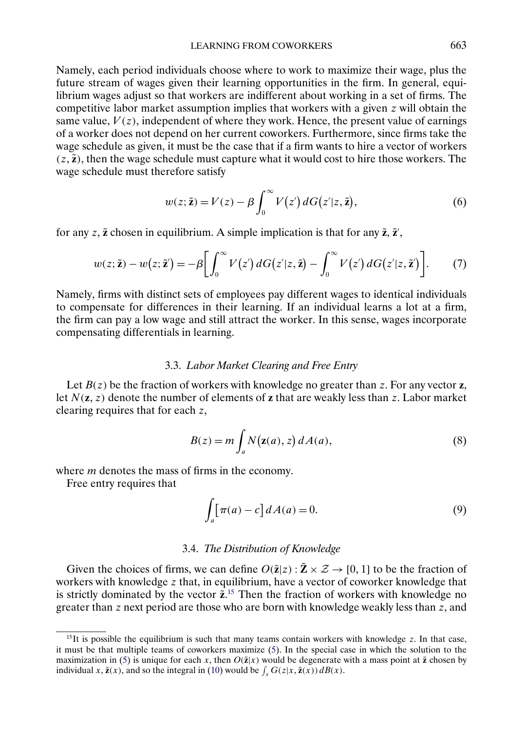Namely, each period individuals choose where to work to maximize their wage, plus the future stream of wages given their learning opportunities in the firm. In general, equilibrium wages adjust so that workers are indifferent about working in a set of firms. The competitive labor market assumption implies that workers with a given $z$ will obtain the same value, $V(z)$, independent of where they work. Hence, the present value of earnings of a worker does not depend on her current coworkers. Furthermore, since firms take the wage schedule as given, it must be the case that if a firm wants to hire a vector of workers $(z, \tilde{\mathbf{z}})$, then the wage schedule must capture what it would cost to hire those workers. The wage schedule must therefore satisfy

$$w(z;\tilde{\mathbf{z}}) = V(z) - \beta \int_0^\infty V(z')\, dG(z'|z,\tilde{\mathbf{z}}), \tag{6}$$

for any $z$, $\tilde{\mathbf{z}}$ chosen in equilibrium. A simple implication is that for any $\tilde{\mathbf{z}}$, $\tilde{\mathbf{z}}'$,

$$w(z;\tilde{\mathbf{z}}) - w(z;\tilde{\mathbf{z}}') = -\beta\left[\int_0^\infty V(z')\, dG(z'|z,\tilde{\mathbf{z}}) - \int_0^\infty V(z')\, dG(z'|z,\tilde{\mathbf{z}}')\right]. \tag{7}$$

Namely, firms with distinct sets of employees pay different wages to identical individuals to compensate for differences in their learning. If an individual learns a lot at a firm, the firm can pay a low wage and still attract the worker. In this sense, wages incorporate compensating differentials in learning.

### 3.3. *Labor Market Clearing and Free Entry*

Let $B(z)$ be the fraction of workers with knowledge no greater than $z$. For any vector $\mathbf{z}$, let $N(\mathbf{z}, z)$ denote the number of elements of $\mathbf{z}$ that are weakly less than $z$. Labor market clearing requires that for each $z$,

$$B(z) = m \int_a N(\mathbf{z}(a), z)\, dA(a), \tag{8}$$

where $m$ denotes the mass of firms in the economy.

Free entry requires that

$$\int_a [\pi(a) - c]\, dA(a) = 0. \tag{9}$$

### 3.4. *The Distribution of Knowledge*

Given the choices of firms, we can define $O(\tilde{\mathbf{z}}|z) : \tilde{\mathbf{Z}} \times \mathcal{Z} \to [0, 1]$ to be the fraction of workers with knowledge $z$ that, in equilibrium, have a vector of coworker knowledge that is strictly dominated by the vector $\tilde{\mathbf{z}}$.[15] Then the fraction of workers with knowledge no greater than $z$ next period are those who are born with knowledge weakly less than $z$, and

[15] It is possible the equilibrium is such that many teams contain workers with knowledge $z$. In that case, it must be that multiple teams of coworkers maximize (5). In the special case in which the solution to the maximization in (5) is unique for each $x$, then $O(\tilde{\mathbf{z}}|x)$ would be degenerate with a mass point at $\tilde{\mathbf{z}}$ chosen by individual $x$, $\tilde{\mathbf{z}}(x)$, and so the integral in (10) would be $\int_x G(z|x, \tilde{\mathbf{z}}(x))\, dB(x)$.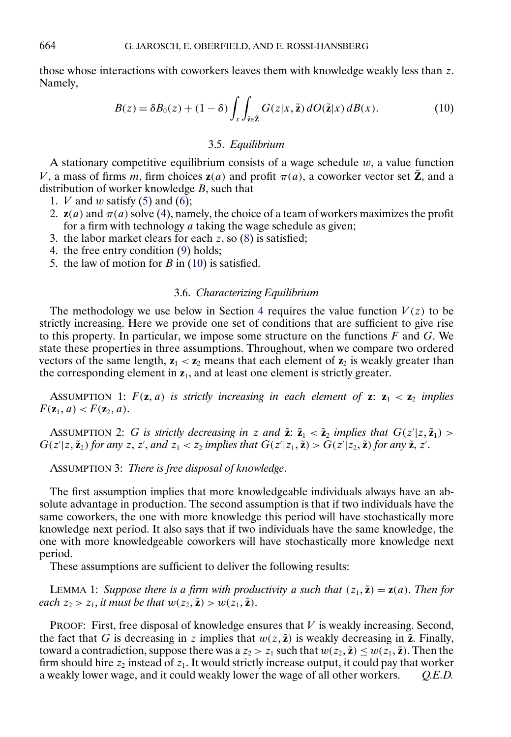those whose interactions with coworkers leaves them with knowledge weakly less than $z$. Namely,

$$B(z) = \delta B_0(z) + (1-\delta)\int_x \int_{\tilde{\mathbf{z}}\in\tilde{\mathbf{Z}}} G(z|x, \tilde{\mathbf{z}})\, dO(\tilde{\mathbf{z}}|x)\, dB(x). \tag{10}$$

### 3.5. *Equilibrium*

A stationary competitive equilibrium consists of a wage schedule $w$, a value function $V$, a mass of firms $m$, firm choices $\mathbf{z}(a)$ and profit $\pi(a)$, a coworker vector set $\tilde{\mathbf{Z}}$, and a distribution of worker knowledge $B$, such that

1. $V$ and $w$ satisfy (5) and (6);
2. $\mathbf{z}(a)$ and $\pi(a)$ solve (4), namely, the choice of a team of workers maximizes the profit for a firm with technology $a$ taking the wage schedule as given;
3. the labor market clears for each $z$, so (8) is satisfied;
4. the free entry condition (9) holds;
5. the law of motion for $B$ in (10) is satisfied.

### 3.6. *Characterizing Equilibrium*

The methodology we use below in Section 4 requires the value function $V(z)$ to be strictly increasing. Here we provide one set of conditions that are sufficient to give rise to this property. In particular, we impose some structure on the functions $F$ and $G$. We state these properties in three assumptions. Throughout, when we compare two ordered vectors of the same length, $\mathbf{z}_1 < \mathbf{z}_2$ means that each element of $\mathbf{z}_2$ is weakly greater than the corresponding element in $\mathbf{z}_1$, and at least one element is strictly greater.

ASSUMPTION 1: *$F(\mathbf{z}, a)$ is strictly increasing in each element of $\mathbf{z}$: $\mathbf{z}_1 < \mathbf{z}_2$ implies $F(\mathbf{z}_1, a) < F(\mathbf{z}_2, a)$.*

ASSUMPTION 2: *$G$ is strictly decreasing in $z$ and $\tilde{\mathbf{z}}$: $\tilde{\mathbf{z}}_1 < \tilde{\mathbf{z}}_2$ implies that $G(z'|z, \tilde{\mathbf{z}}_1) > G(z'|z, \tilde{\mathbf{z}}_2)$ for any $z$, $z'$, and $z_1 < z_2$ implies that $G(z'|z_1, \tilde{\mathbf{z}}) > G(z'|z_2, \tilde{\mathbf{z}})$ for any $\tilde{\mathbf{z}}$, $z'$.*

ASSUMPTION 3: *There is free disposal of knowledge.*

The first assumption implies that more knowledgeable individuals always have an absolute advantage in production. The second assumption is that if two individuals have the same coworkers, the one with more knowledge this period will have stochastically more knowledge next period. It also says that if two individuals have the same knowledge, the one with more knowledgeable coworkers will have stochastically more knowledge next period.

These assumptions are sufficient to deliver the following results:

LEMMA 1: *Suppose there is a firm with productivity $a$ such that $(z_1, \tilde{\mathbf{z}}) = \mathbf{z}(a)$. Then for each $z_2 > z_1$, it must be that $w(z_2, \tilde{\mathbf{z}}) > w(z_1, \tilde{\mathbf{z}})$.*

PROOF: First, free disposal of knowledge ensures that $V$ is weakly increasing. Second, the fact that $G$ is decreasing in $z$ implies that $w(z, \tilde{\mathbf{z}})$ is weakly decreasing in $\tilde{\mathbf{z}}$. Finally, toward a contradiction, suppose there was a $z_2 > z_1$ such that $w(z_2, \tilde{\mathbf{z}}) \leq w(z_1, \tilde{\mathbf{z}})$. Then the firm should hire $z_2$ instead of $z_1$. It would strictly increase output, it could pay that worker a weakly lower wage, and it could weakly lower the wage of all other workers. *Q.E.D.*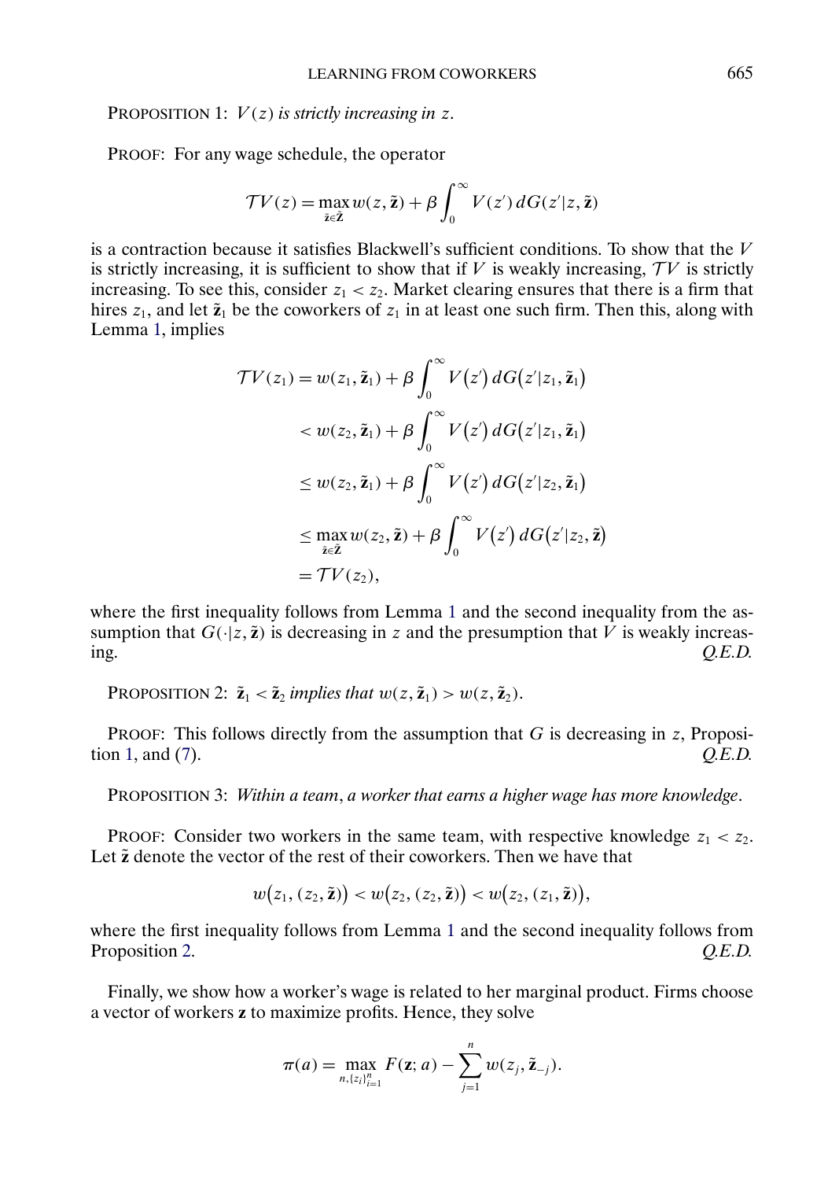PROPOSITION 1: *$V(z)$ is strictly increasing in $z$.*

PROOF: For any wage schedule, the operator

$$\mathcal{T}V(z) = \max_{\tilde{\mathbf{z}} \in \tilde{\mathbf{Z}}} w(z, \tilde{\mathbf{z}}) + \beta \int_0^\infty V(z')\, dG(z'|z, \tilde{\mathbf{z}})$$

is a contraction because it satisfies Blackwell's sufficient conditions. To show that the $V$ is strictly increasing, it is sufficient to show that if $V$ is weakly increasing, $\mathcal{T}V$ is strictly increasing. To see this, consider $z_1 < z_2$. Market clearing ensures that there is a firm that hires $z_1$, and let $\tilde{\mathbf{z}}_1$ be the coworkers of $z_1$ in at least one such firm. Then this, along with Lemma 1, implies

$$\begin{aligned}
\mathcal{T}V(z_1) &= w(z_1, \tilde{\mathbf{z}}_1) + \beta \int_0^\infty V(z')\, dG(z'|z_1, \tilde{\mathbf{z}}_1) \\
&< w(z_2, \tilde{\mathbf{z}}_1) + \beta \int_0^\infty V(z')\, dG(z'|z_1, \tilde{\mathbf{z}}_1) \\
&\leq w(z_2, \tilde{\mathbf{z}}_1) + \beta \int_0^\infty V(z')\, dG(z'|z_2, \tilde{\mathbf{z}}_1) \\
&\leq \max_{\tilde{\mathbf{z}} \in \tilde{\mathbf{Z}}} w(z_2, \tilde{\mathbf{z}}) + \beta \int_0^\infty V(z')\, dG(z'|z_2, \tilde{\mathbf{z}}) \\
&= \mathcal{T}V(z_2),
\end{aligned}$$

where the first inequality follows from Lemma 1 and the second inequality from the assumption that $G(\cdot|z, \tilde{\mathbf{z}})$ is decreasing in $z$ and the presumption that $V$ is weakly increasing. *Q.E.D.*

PROPOSITION 2: *$\tilde{\mathbf{z}}_1 < \tilde{\mathbf{z}}_2$ implies that $w(z, \tilde{\mathbf{z}}_1) > w(z, \tilde{\mathbf{z}}_2)$.*

PROOF: This follows directly from the assumption that $G$ is decreasing in $z$, Proposition 1, and (7). *Q.E.D.*

PROPOSITION 3: *Within a team, a worker that earns a higher wage has more knowledge.*

PROOF: Consider two workers in the same team, with respective knowledge $z_1 < z_2$. Let $\tilde{\mathbf{z}}$ denote the vector of the rest of their coworkers. Then we have that

$$w(z_1, (z_2, \tilde{\mathbf{z}})) < w(z_2, (z_2, \tilde{\mathbf{z}})) < w(z_2, (z_1, \tilde{\mathbf{z}})),$$

where the first inequality follows from Lemma 1 and the second inequality follows from Proposition 2. *Q.E.D.*

Finally, we show how a worker's wage is related to her marginal product. Firms choose a vector of workers $\mathbf{z}$ to maximize profits. Hence, they solve

$$\pi(a) = \max_{n, \{z_i\}_{i=1}^n} F(\mathbf{z}; a) - \sum_{j=1}^n w(z_j, \tilde{\mathbf{z}}_{-j}).$$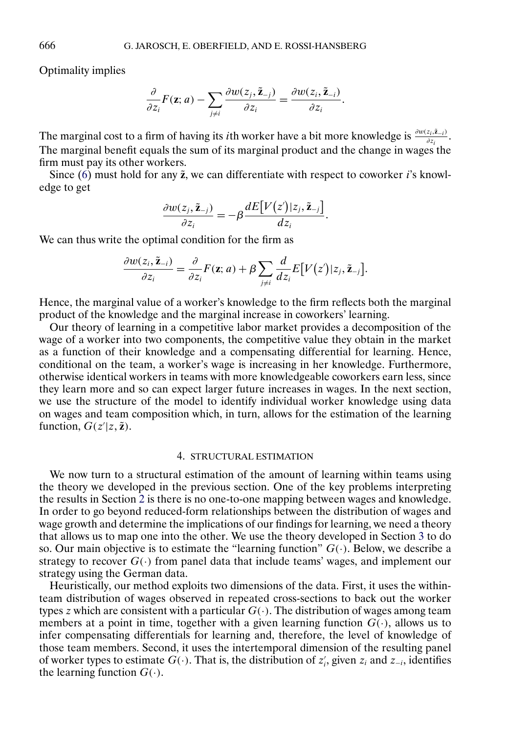Optimality implies

$$\frac{\partial}{\partial z_i}F(\mathbf{z};a) - \sum_{j\neq i}\frac{\partial w(z_j,\tilde{\mathbf{z}}_{-j})}{\partial z_i} = \frac{\partial w(z_i,\tilde{\mathbf{z}}_{-i})}{\partial z_i}.$$

The marginal cost to a firm of having its $i$th worker have a bit more knowledge is $\frac{\partial w(z_i,\tilde{\mathbf{z}}_{-i})}{\partial z_i}$. The marginal benefit equals the sum of its marginal product and the change in wages the firm must pay its other workers.

Since (6) must hold for any $\tilde{\mathbf{z}}$, we can differentiate with respect to coworker $i$'s knowledge to get

$$\frac{\partial w(z_j,\tilde{\mathbf{z}}_{-j})}{\partial z_i} = -\beta\frac{dE\left[V(z')\,|\,z_j,\tilde{\mathbf{z}}_{-j}\right]}{dz_i}.$$

We can thus write the optimal condition for the firm as

$$\frac{\partial w(z_i,\tilde{\mathbf{z}}_{-i})}{\partial z_i} = \frac{\partial}{\partial z_i}F(\mathbf{z};a) + \beta\sum_{j\neq i}\frac{d}{dz_i}E\left[V(z')\,|\,z_j,\tilde{\mathbf{z}}_{-j}\right].$$

Hence, the marginal value of a worker's knowledge to the firm reflects both the marginal product of the knowledge and the marginal increase in coworkers' learning.

Our theory of learning in a competitive labor market provides a decomposition of the wage of a worker into two components, the competitive value they obtain in the market as a function of their knowledge and a compensating differential for learning. Hence, conditional on the team, a worker's wage is increasing in her knowledge. Furthermore, otherwise identical workers in teams with more knowledgeable coworkers earn less, since they learn more and so can expect larger future increases in wages. In the next section, we use the structure of the model to identify individual worker knowledge using data on wages and team composition which, in turn, allows for the estimation of the learning function, $G(z'|z,\tilde{\mathbf{z}})$.

## 4. STRUCTURAL ESTIMATION

We now turn to a structural estimation of the amount of learning within teams using the theory we developed in the previous section. One of the key problems interpreting the results in Section 2 is there is no one-to-one mapping between wages and knowledge. In order to go beyond reduced-form relationships between the distribution of wages and wage growth and determine the implications of our findings for learning, we need a theory that allows us to map one into the other. We use the theory developed in Section 3 to do so. Our main objective is to estimate the "learning function" $G(\cdot)$. Below, we describe a strategy to recover $G(\cdot)$ from panel data that include teams' wages, and implement our strategy using the German data.

Heuristically, our method exploits two dimensions of the data. First, it uses the within-team distribution of wages observed in repeated cross-sections to back out the worker types $z$ which are consistent with a particular $G(\cdot)$. The distribution of wages among team members at a point in time, together with a given learning function $G(\cdot)$, allows us to infer compensating differentials for learning and, therefore, the level of knowledge of those team members. Second, it uses the intertemporal dimension of the resulting panel of worker types to estimate $G(\cdot)$. That is, the distribution of $z_i'$, given $z_i$ and $z_{-i}$, identifies the learning function $G(\cdot)$.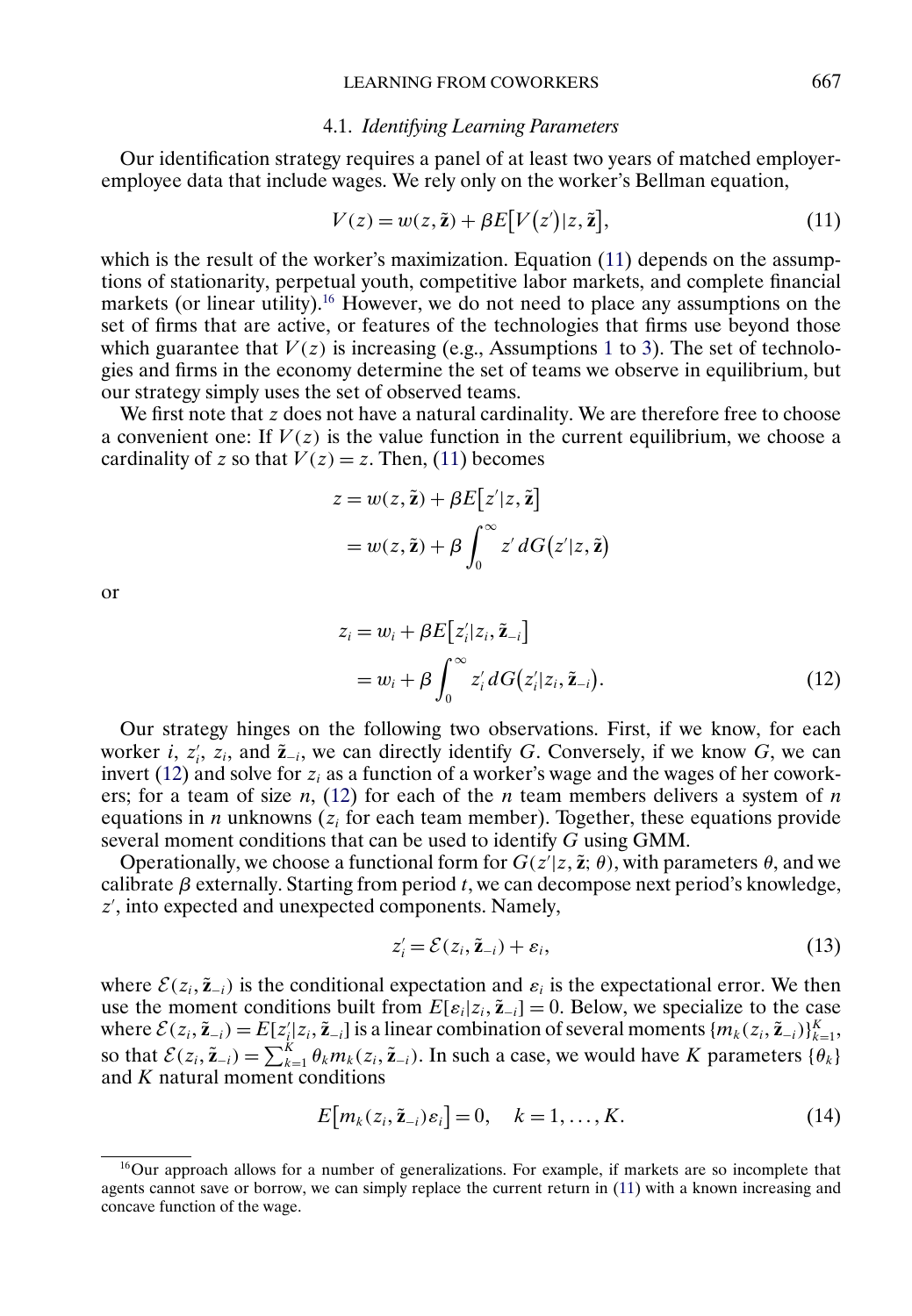### 4.1. *Identifying Learning Parameters*

Our identification strategy requires a panel of at least two years of matched employer-employee data that include wages. We rely only on the worker's Bellman equation,

$$V(z) = w(z, \tilde{\mathbf{z}}) + \beta E\big[V(z')|z, \tilde{\mathbf{z}}\big], \tag{11}$$

which is the result of the worker's maximization. Equation (11) depends on the assumptions of stationarity, perpetual youth, competitive labor markets, and complete financial markets (or linear utility).[16] However, we do not need to place any assumptions on the set of firms that are active, or features of the technologies that firms use beyond those which guarantee that $V(z)$ is increasing (e.g., Assumptions 1 to 3). The set of technologies and firms in the economy determine the set of teams we observe in equilibrium, but our strategy simply uses the set of observed teams.

We first note that $z$ does not have a natural cardinality. We are therefore free to choose a convenient one: If $V(z)$ is the value function in the current equilibrium, we choose a cardinality of $z$ so that $V(z) = z$. Then, (11) becomes

$$\begin{aligned} z &= w(z, \tilde{\mathbf{z}}) + \beta E\big[z'|z, \tilde{\mathbf{z}}\big] \\ &= w(z, \tilde{\mathbf{z}}) + \beta \int_0^\infty z' \, dG\big(z'|z, \tilde{\mathbf{z}}\big) \end{aligned}$$

or

$$\begin{aligned} z_i &= w_i + \beta E\big[z_i'|z_i, \tilde{\mathbf{z}}_{-i}\big] \\ &= w_i + \beta \int_0^\infty z_i' \, dG\big(z_i'|z_i, \tilde{\mathbf{z}}_{-i}\big). \end{aligned} \tag{12}$$

Our strategy hinges on the following two observations. First, if we know, for each worker $i$, $z_i'$, $z_i$, and $\tilde{\mathbf{z}}_{-i}$, we can directly identify $G$. Conversely, if we know $G$, we can invert (12) and solve for $z_i$ as a function of a worker's wage and the wages of her coworkers; for a team of size $n$, (12) for each of the $n$ team members delivers a system of $n$ equations in $n$ unknowns ($z_i$ for each team member). Together, these equations provide several moment conditions that can be used to identify $G$ using GMM.

Operationally, we choose a functional form for $G(z'|z, \tilde{\mathbf{z}}; \theta)$, with parameters $\theta$, and we calibrate $\beta$ externally. Starting from period $t$, we can decompose next period's knowledge, $z'$, into expected and unexpected components. Namely,

$$z_i' = \mathcal{E}(z_i, \tilde{\mathbf{z}}_{-i}) + \varepsilon_i, \tag{13}$$

where $\mathcal{E}(z_i, \tilde{\mathbf{z}}_{-i})$ is the conditional expectation and $\varepsilon_i$ is the expectational error. We then use the moment conditions built from $E[\varepsilon_i|z_i, \tilde{\mathbf{z}}_{-i}] = 0$. Below, we specialize to the case where $\mathcal{E}(z_i, \tilde{\mathbf{z}}_{-i}) = E[z_i'|z_i, \tilde{\mathbf{z}}_{-i}]$ is a linear combination of several moments $\{m_k(z_i, \tilde{\mathbf{z}}_{-i})\}_{k=1}^K$, so that $\mathcal{E}(z_i, \tilde{\mathbf{z}}_{-i}) = \sum_{k=1}^K \theta_k m_k(z_i, \tilde{\mathbf{z}}_{-i})$. In such a case, we would have $K$ parameters $\{\theta_k\}$ and $K$ natural moment conditions

$$E\big[m_k(z_i, \tilde{\mathbf{z}}_{-i})\varepsilon_i\big] = 0, \quad k = 1, \ldots, K. \tag{14}$$

[16] Our approach allows for a number of generalizations. For example, if markets are so incomplete that agents cannot save or borrow, we can simply replace the current return in (11) with a known increasing and concave function of the wage.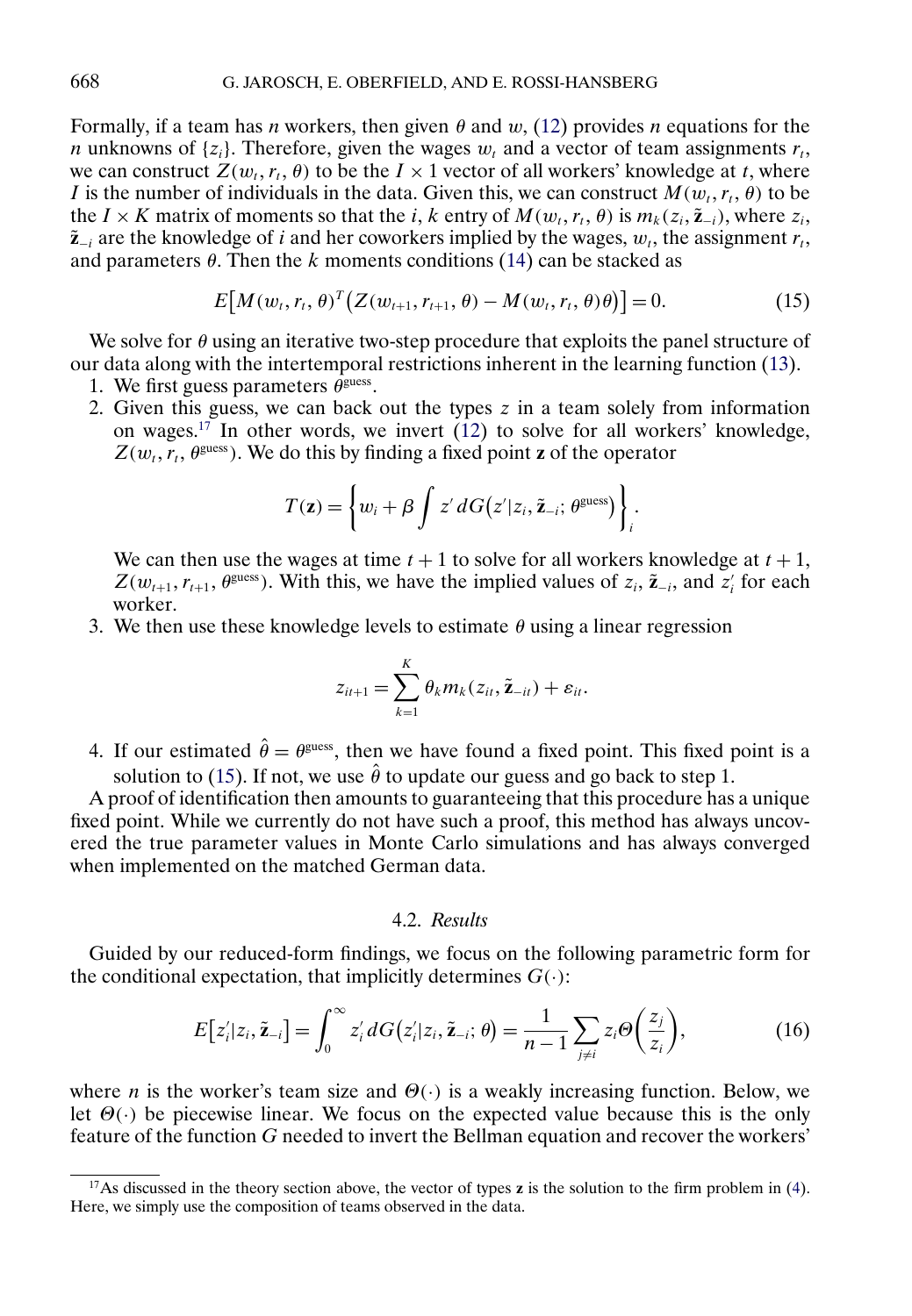Formally, if a team has $n$ workers, then given $\theta$ and $w$, (12) provides $n$ equations for the $n$ unknowns of $\{z_i\}$. Therefore, given the wages $w_t$ and a vector of team assignments $r_t$, we can construct $Z(w_t, r_t, \theta)$ to be the $I \times 1$ vector of all workers' knowledge at $t$, where $I$ is the number of individuals in the data. Given this, we can construct $M(w_t, r_t, \theta)$ to be the $I \times K$ matrix of moments so that the $i$, $k$ entry of $M(w_t, r_t, \theta)$ is $m_k(z_i, \tilde{\mathbf{z}}_{-i})$, where $z_i$, $\tilde{\mathbf{z}}_{-i}$ are the knowledge of $i$ and her coworkers implied by the wages, $w_t$, the assignment $r_t$, and parameters $\theta$. Then the $k$ moments conditions (14) can be stacked as

$$E\big[M(w_t, r_t, \theta)^T\big(Z(w_{t+1}, r_{t+1}, \theta) - M(w_t, r_t, \theta)\theta\big)\big] = 0. \tag{15}$$

We solve for $\theta$ using an iterative two-step procedure that exploits the panel structure of our data along with the intertemporal restrictions inherent in the learning function (13).

1. We first guess parameters $\theta^{\text{guess}}$.
2. Given this guess, we can back out the types $z$ in a team solely from information on wages.[17] In other words, we invert (12) to solve for all workers' knowledge, $Z(w_t, r_t, \theta^{\text{guess}})$. We do this by finding a fixed point $\mathbf{z}$ of the operator

$$T(\mathbf{z}) = \left\{ w_i + \beta \int z' \, dG\big(z' | z_i, \tilde{\mathbf{z}}_{-i}; \theta^{\text{guess}}\big) \right\}_i.$$

   We can then use the wages at time $t+1$ to solve for all workers knowledge at $t+1$, $Z(w_{t+1}, r_{t+1}, \theta^{\text{guess}})$. With this, we have the implied values of $z_i$, $\tilde{\mathbf{z}}_{-i}$, and $z_i'$ for each worker.
3. We then use these knowledge levels to estimate $\theta$ using a linear regression

$$z_{it+1} = \sum_{k=1}^{K} \theta_k m_k(z_{it}, \tilde{\mathbf{z}}_{-it}) + \varepsilon_{it}.$$

4. If our estimated $\hat{\theta} = \theta^{\text{guess}}$, then we have found a fixed point. This fixed point is a solution to (15). If not, we use $\hat{\theta}$ to update our guess and go back to step 1.

A proof of identification then amounts to guaranteeing that this procedure has a unique fixed point. While we currently do not have such a proof, this method has always uncovered the true parameter values in Monte Carlo simulations and has always converged when implemented on the matched German data.

### 4.2. *Results*

Guided by our reduced-form findings, we focus on the following parametric form for the conditional expectation, that implicitly determines $G(\cdot)$:

$$E\big[z_i' | z_i, \tilde{\mathbf{z}}_{-i}\big] = \int_0^\infty z_i' \, dG\big(z_i' | z_i, \tilde{\mathbf{z}}_{-i}; \theta\big) = \frac{1}{n-1} \sum_{j \neq i} z_i \Theta\left(\frac{z_j}{z_i}\right), \tag{16}$$

where $n$ is the worker's team size and $\Theta(\cdot)$ is a weakly increasing function. Below, we let $\Theta(\cdot)$ be piecewise linear. We focus on the expected value because this is the only feature of the function $G$ needed to invert the Bellman equation and recover the workers'

[17] As discussed in the theory section above, the vector of types $\mathbf{z}$ is the solution to the firm problem in (4). Here, we simply use the composition of teams observed in the data.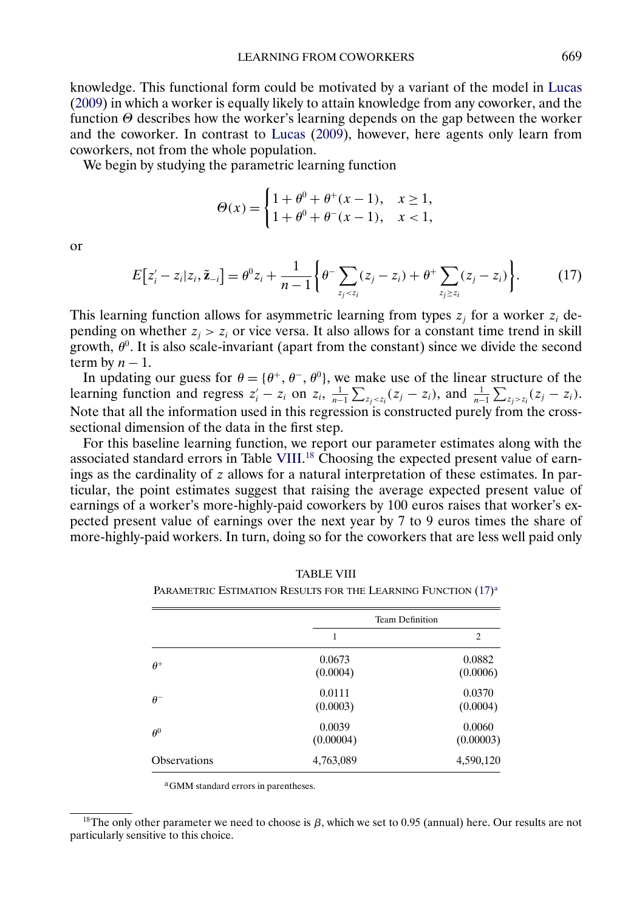knowledge. This functional form could be motivated by a variant of the model in Lucas (2009) in which a worker is equally likely to attain knowledge from any coworker, and the function $\Theta$ describes how the worker's learning depends on the gap between the worker and the coworker. In contrast to Lucas (2009), however, here agents only learn from coworkers, not from the whole population.

We begin by studying the parametric learning function

$$\Theta(x) = \begin{cases} 1 + \theta^0 + \theta^+(x-1), & x \geq 1, \\ 1 + \theta^0 + \theta^-(x-1), & x < 1, \end{cases}$$

or

$$E\big[z_i' - z_i | z_i, \tilde{\mathbf{z}}_{-i}\big] = \theta^0 z_i + \frac{1}{n-1}\Bigg\{\theta^- \sum_{z_j < z_i}(z_j - z_i) + \theta^+ \sum_{z_j \geq z_i}(z_j - z_i)\Bigg\}. \tag{17}$$

This learning function allows for asymmetric learning from types $z_j$ for a worker $z_i$ depending on whether $z_j > z_i$ or vice versa. It also allows for a constant time trend in skill growth, $\theta^0$. It is also scale-invariant (apart from the constant) since we divide the second term by $n-1$.

In updating our guess for $\theta = \{\theta^+, \theta^-, \theta^0\}$, we make use of the linear structure of the learning function and regress $z_i' - z_i$ on $z_i$, $\frac{1}{n-1}\sum_{z_j<z_i}(z_j - z_i)$, and $\frac{1}{n-1}\sum_{z_j>z_i}(z_j - z_i)$. Note that all the information used in this regression is constructed purely from the cross-sectional dimension of the data in the first step.

For this baseline learning function, we report our parameter estimates along with the associated standard errors in Table VIII.[18] Choosing the expected present value of earnings as the cardinality of $z$ allows for a natural interpretation of these estimates. In particular, the point estimates suggest that raising the average expected present value of earnings of a worker's more-highly-paid coworkers by 100 euros raises that worker's expected present value of earnings over the next year by 7 to 9 euros times the share of more-highly-paid workers. In turn, doing so for the coworkers that are less well paid only

TABLE VIII

PARAMETRIC ESTIMATION RESULTS FOR THE LEARNING FUNCTION (17)[a]

| | Team Definition | |
|---|---|---|
| | 1 | 2 |
| $\theta^+$ | 0.0673 (0.0004) | 0.0882 (0.0006) |
| $\theta^-$ | 0.0111 (0.0003) | 0.0370 (0.0004) |
| $\theta^0$ | 0.0039 (0.00004) | 0.0060 (0.00003) |
| Observations | 4,763,089 | 4,590,120 |

[a] GMM standard errors in parentheses.

[18] The only other parameter we need to choose is $\beta$, which we set to 0.95 (annual) here. Our results are not particularly sensitive to this choice.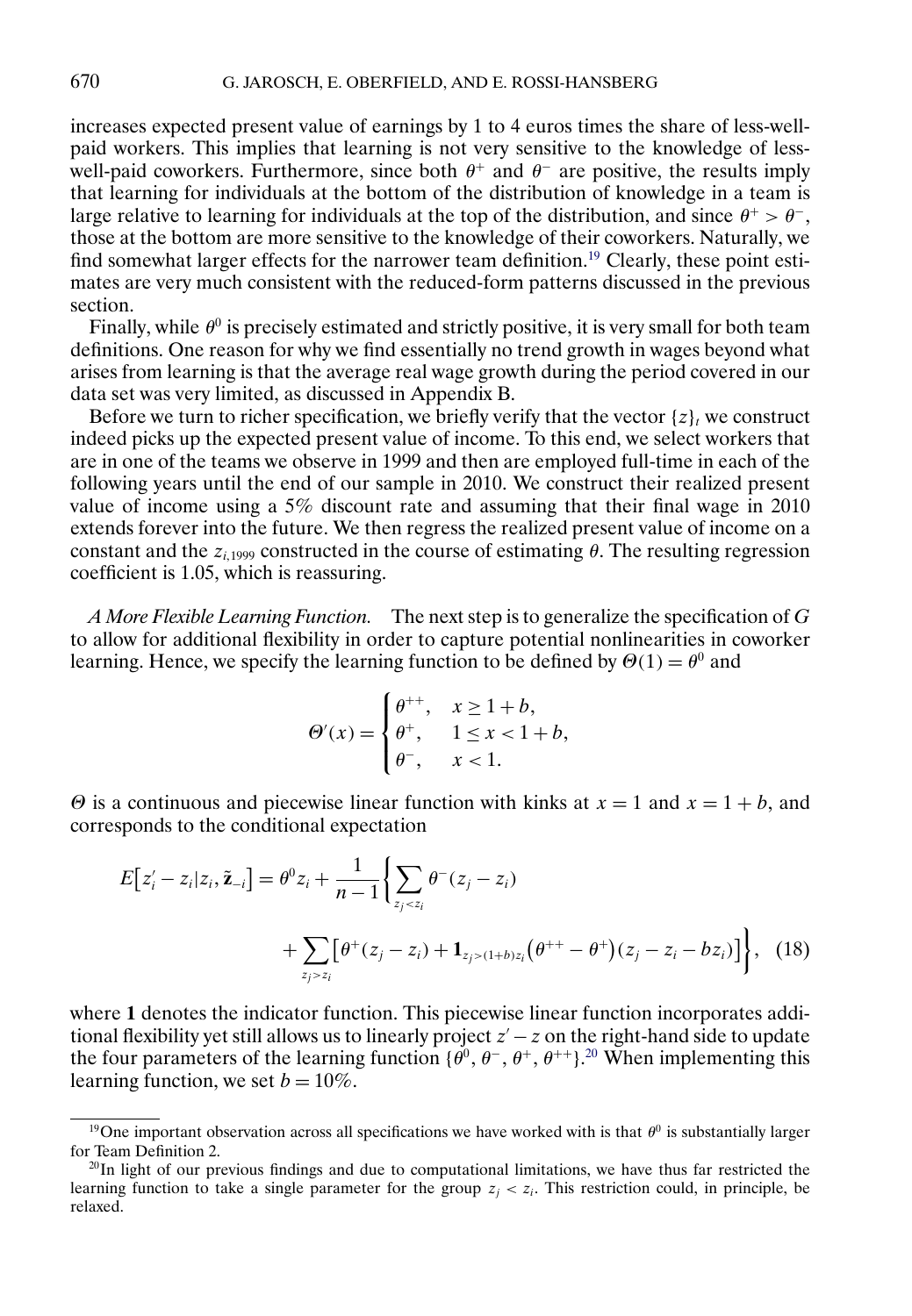increases expected present value of earnings by 1 to 4 euros times the share of less-well-paid workers. This implies that learning is not very sensitive to the knowledge of less-well-paid coworkers. Furthermore, since both $\theta^+$ and $\theta^-$ are positive, the results imply that learning for individuals at the bottom of the distribution of knowledge in a team is large relative to learning for individuals at the top of the distribution, and since $\theta^+ > \theta^-$, those at the bottom are more sensitive to the knowledge of their coworkers. Naturally, we find somewhat larger effects for the narrower team definition.[19] Clearly, these point estimates are very much consistent with the reduced-form patterns discussed in the previous section.

Finally, while $\theta^0$ is precisely estimated and strictly positive, it is very small for both team definitions. One reason for why we find essentially no trend growth in wages beyond what arises from learning is that the average real wage growth during the period covered in our data set was very limited, as discussed in Appendix B.

Before we turn to richer specification, we briefly verify that the vector $\{z\}_t$ we construct indeed picks up the expected present value of income. To this end, we select workers that are in one of the teams we observe in 1999 and then are employed full-time in each of the following years until the end of our sample in 2010. We construct their realized present value of income using a 5% discount rate and assuming that their final wage in 2010 extends forever into the future. We then regress the realized present value of income on a constant and the $z_{i,1999}$ constructed in the course of estimating $\theta$. The resulting regression coefficient is 1.05, which is reassuring.

*A More Flexible Learning Function.* The next step is to generalize the specification of $G$ to allow for additional flexibility in order to capture potential nonlinearities in coworker learning. Hence, we specify the learning function to be defined by $\Theta(1) = \theta^0$ and

$$\Theta'(x) = \begin{cases} \theta^{++}, & x \geq 1 + b, \\ \theta^{+}, & 1 \leq x < 1 + b, \\ \theta^{-}, & x < 1. \end{cases}$$

$\Theta$ is a continuous and piecewise linear function with kinks at $x = 1$ and $x = 1 + b$, and corresponds to the conditional expectation

$$E\left[z_i' - z_i | z_i, \tilde{\mathbf{z}}_{-i}\right] = \theta^0 z_i + \frac{1}{n-1}\left\{\sum_{z_j < z_i} \theta^-(z_j - z_i) + \sum_{z_j > z_i}\left[\theta^+(z_j - z_i) + \mathbf{1}_{z_j > (1+b)z_i}\left(\theta^{++} - \theta^+\right)(z_j - z_i - bz_i)\right]\right\}, \quad (18)$$

where $\mathbf{1}$ denotes the indicator function. This piecewise linear function incorporates additional flexibility yet still allows us to linearly project $z' - z$ on the right-hand side to update the four parameters of the learning function $\{\theta^0, \theta^-, \theta^+, \theta^{++}\}$.[20] When implementing this learning function, we set $b = 10\%$.

---

[19] One important observation across all specifications we have worked with is that $\theta^0$ is substantially larger for Team Definition 2.

[20] In light of our previous findings and due to computational limitations, we have thus far restricted the learning function to take a single parameter for the group $z_j < z_i$. This restriction could, in principle, be relaxed.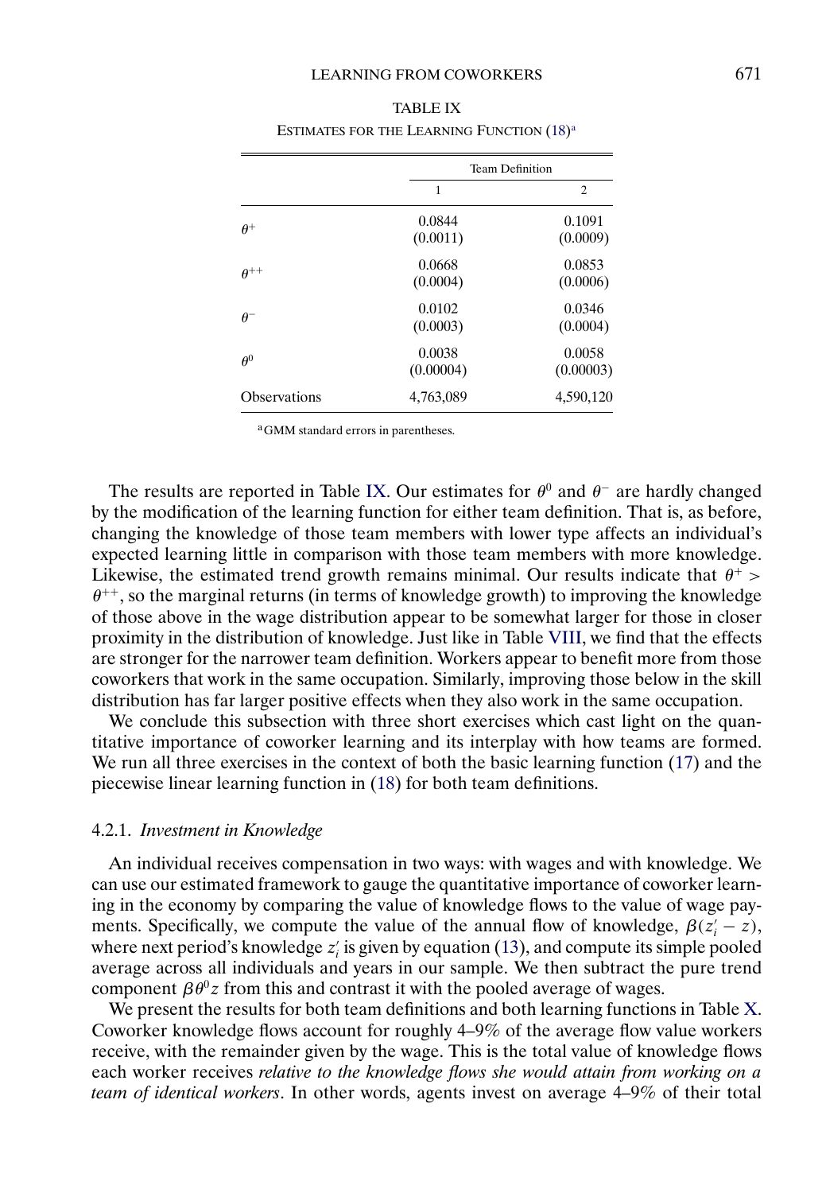TABLE IX

ESTIMATES FOR THE LEARNING FUNCTION (18)[a]

| | Team Definition | |
|---|---|---|
| | 1 | 2 |
| $\theta^{+}$ | 0.0844 (0.0011) | 0.1091 (0.0009) |
| $\theta^{++}$ | 0.0668 (0.0004) | 0.0853 (0.0006) |
| $\theta^{-}$ | 0.0102 (0.0003) | 0.0346 (0.0004) |
| $\theta^{0}$ | 0.0038 (0.00004) | 0.0058 (0.00003) |
| Observations | 4,763,089 | 4,590,120 |

[a]GMM standard errors in parentheses.

The results are reported in Table IX. Our estimates for $\theta^0$ and $\theta^-$ are hardly changed by the modification of the learning function for either team definition. That is, as before, changing the knowledge of those team members with lower type affects an individual's expected learning little in comparison with those team members with more knowledge. Likewise, the estimated trend growth remains minimal. Our results indicate that $\theta^+ > \theta^{++}$, so the marginal returns (in terms of knowledge growth) to improving the knowledge of those above in the wage distribution appear to be somewhat larger for those in closer proximity in the distribution of knowledge. Just like in Table VIII, we find that the effects are stronger for the narrower team definition. Workers appear to benefit more from those coworkers that work in the same occupation. Similarly, improving those below in the skill distribution has far larger positive effects when they also work in the same occupation.

We conclude this subsection with three short exercises which cast light on the quantitative importance of coworker learning and its interplay with how teams are formed. We run all three exercises in the context of both the basic learning function (17) and the piecewise linear learning function in (18) for both team definitions.

#### 4.2.1. *Investment in Knowledge*

An individual receives compensation in two ways: with wages and with knowledge. We can use our estimated framework to gauge the quantitative importance of coworker learning in the economy by comparing the value of knowledge flows to the value of wage payments. Specifically, we compute the value of the annual flow of knowledge, $\beta(z_i' - z)$, where next period's knowledge $z_i'$ is given by equation (13), and compute its simple pooled average across all individuals and years in our sample. We then subtract the pure trend component $\beta\theta^0 z$ from this and contrast it with the pooled average of wages.

We present the results for both team definitions and both learning functions in Table X. Coworker knowledge flows account for roughly 4–9% of the average flow value workers receive, with the remainder given by the wage. This is the total value of knowledge flows each worker receives *relative to the knowledge flows she would attain from working on a team of identical workers*. In other words, agents invest on average 4–9% of their total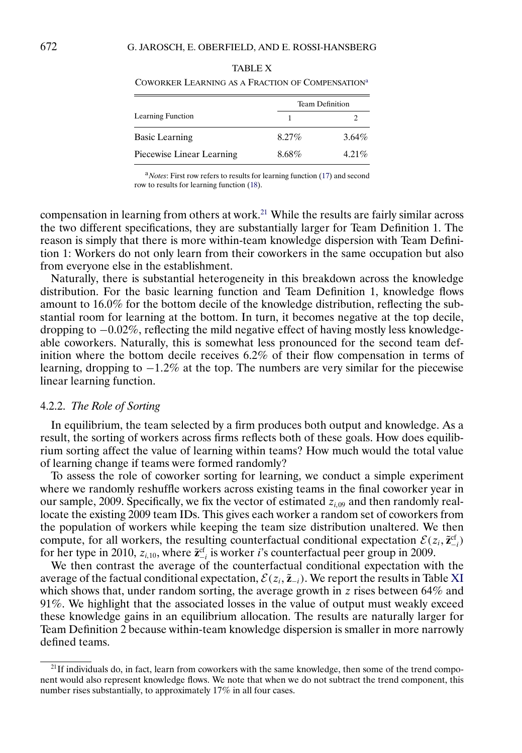TABLE X

COWORKER LEARNING AS A FRACTION OF COMPENSATION[a]

| Learning Function | Team Definition | |
|---|---|---|
| | 1 | 2 |
| Basic Learning | 8.27% | 3.64% |
| Piecewise Linear Learning | 8.68% | 4.21% |

[a] *Notes*: First row refers to results for learning function (17) and second row to results for learning function (18).

compensation in learning from others at work.[21] While the results are fairly similar across the two different specifications, they are substantially larger for Team Definition 1. The reason is simply that there is more within-team knowledge dispersion with Team Definition 1: Workers do not only learn from their coworkers in the same occupation but also from everyone else in the establishment.

Naturally, there is substantial heterogeneity in this breakdown across the knowledge distribution. For the basic learning function and Team Definition 1, knowledge flows amount to 16.0% for the bottom decile of the knowledge distribution, reflecting the substantial room for learning at the bottom. In turn, it becomes negative at the top decile, dropping to −0.02%, reflecting the mild negative effect of having mostly less knowledgeable coworkers. Naturally, this is somewhat less pronounced for the second team definition where the bottom decile receives 6.2% of their flow compensation in terms of learning, dropping to −1.2% at the top. The numbers are very similar for the piecewise linear learning function.

#### 4.2.2. *The Role of Sorting*

In equilibrium, the team selected by a firm produces both output and knowledge. As a result, the sorting of workers across firms reflects both of these goals. How does equilibrium sorting affect the value of learning within teams? How much would the total value of learning change if teams were formed randomly?

To assess the role of coworker sorting for learning, we conduct a simple experiment where we randomly reshuffle workers across existing teams in the final coworker year in our sample, 2009. Specifically, we fix the vector of estimated $z_{i,09}$ and then randomly reallocate the existing 2009 team IDs. This gives each worker a random set of coworkers from the population of workers while keeping the team size distribution unaltered. We then compute, for all workers, the resulting counterfactual conditional expectation $\mathcal{E}(z_i, \tilde{\mathbf{z}}^{\text{cf}}_{-i})$ for her type in 2010, $z_{i,10}$, where $\tilde{\mathbf{z}}^{\text{cf}}_{-i}$ is worker $i$'s counterfactual peer group in 2009.

We then contrast the average of the counterfactual conditional expectation with the average of the factual conditional expectation, $\mathcal{E}(z_i, \tilde{\mathbf{z}}_{-i})$. We report the results in Table XI which shows that, under random sorting, the average growth in $z$ rises between 64% and 91%. We highlight that the associated losses in the value of output must weakly exceed these knowledge gains in an equilibrium allocation. The results are naturally larger for Team Definition 2 because within-team knowledge dispersion is smaller in more narrowly defined teams.

[21] If individuals do, in fact, learn from coworkers with the same knowledge, then some of the trend component would also represent knowledge flows. We note that when we do not subtract the trend component, this number rises substantially, to approximately 17% in all four cases.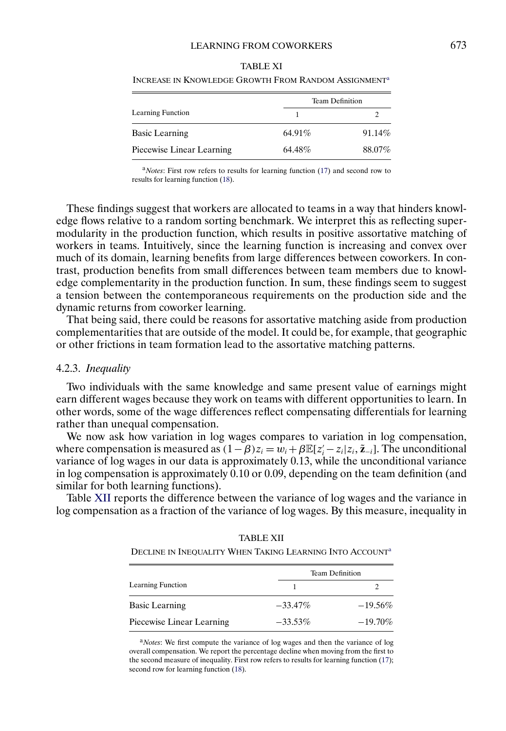TABLE XI

INCREASE IN KNOWLEDGE GROWTH FROM RANDOM ASSIGNMENT[a]

| Learning Function | Team Definition | |
|---|---|---|
| | 1 | 2 |
| Basic Learning | 64.91% | 91.14% |
| Piecewise Linear Learning | 64.48% | 88.07% |

[a]*Notes*: First row refers to results for learning function (17) and second row to results for learning function (18).

These findings suggest that workers are allocated to teams in a way that hinders knowledge flows relative to a random sorting benchmark. We interpret this as reflecting supermodularity in the production function, which results in positive assortative matching of workers in teams. Intuitively, since the learning function is increasing and convex over much of its domain, learning benefits from large differences between coworkers. In contrast, production benefits from small differences between team members due to knowledge complementarity in the production function. In sum, these findings seem to suggest a tension between the contemporaneous requirements on the production side and the dynamic returns from coworker learning.

That being said, there could be reasons for assortative matching aside from production complementarities that are outside of the model. It could be, for example, that geographic or other frictions in team formation lead to the assortative matching patterns.

### 4.2.3. *Inequality*

Two individuals with the same knowledge and same present value of earnings might earn different wages because they work on teams with different opportunities to learn. In other words, some of the wage differences reflect compensating differentials for learning rather than unequal compensation.

We now ask how variation in log wages compares to variation in log compensation, where compensation is measured as $(1-\beta)z_i = w_i + \beta\mathbb{E}[z_i' - z_i | z_i, \tilde{\mathbf{z}}_{-i}]$. The unconditional variance of log wages in our data is approximately 0.13, while the unconditional variance in log compensation is approximately 0.10 or 0.09, depending on the team definition (and similar for both learning functions).

Table XII reports the difference between the variance of log wages and the variance in log compensation as a fraction of the variance of log wages. By this measure, inequality in

TABLE XII

DECLINE IN INEQUALITY WHEN TAKING LEARNING INTO ACCOUNT[a]

| Learning Function | Team Definition | |
|---|---|---|
| | 1 | 2 |
| Basic Learning | −33.47% | −19.56% |
| Piecewise Linear Learning | −33.53% | −19.70% |

[a]*Notes*: We first compute the variance of log wages and then the variance of log overall compensation. We report the percentage decline when moving from the first to the second measure of inequality. First row refers to results for learning function (17); second row for learning function (18).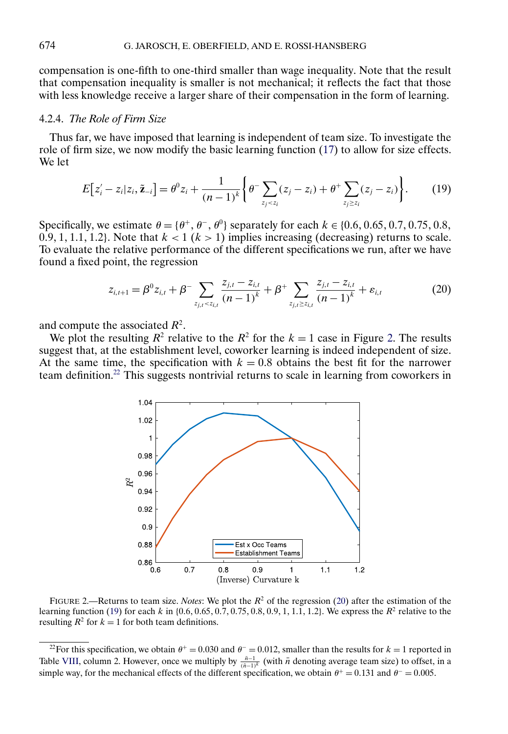compensation is one-fifth to one-third smaller than wage inequality. Note that the result that compensation inequality is smaller is not mechanical; it reflects the fact that those with less knowledge receive a larger share of their compensation in the form of learning.

#### 4.2.4. *The Role of Firm Size*

Thus far, we have imposed that learning is independent of team size. To investigate the role of firm size, we now modify the basic learning function (17) to allow for size effects. We let

$$E\left[z_i' - z_i | z_i, \tilde{\mathbf{z}}_{-i}\right] = \theta^0 z_i + \frac{1}{(n-1)^k}\left\{\theta^- \sum_{z_j < z_i} (z_j - z_i) + \theta^+ \sum_{z_j \geq z_i} (z_j - z_i)\right\}. \tag{19}$$

Specifically, we estimate $\theta = \{\theta^+, \theta^-, \theta^0\}$ separately for each $k \in \{0.6, 0.65, 0.7, 0.75, 0.8, 0.9, 1, 1.1, 1.2\}$. Note that $k < 1$ ($k > 1$) implies increasing (decreasing) returns to scale. To evaluate the relative performance of the different specifications we run, after we have found a fixed point, the regression

$$z_{i,t+1} = \beta^0 z_{i,t} + \beta^- \sum_{z_{j,t} < z_{i,t}} \frac{z_{j,t} - z_{i,t}}{(n-1)^k} + \beta^+ \sum_{z_{j,t} \geq z_{i,t}} \frac{z_{j,t} - z_{i,t}}{(n-1)^k} + \varepsilon_{i,t} \tag{20}$$

and compute the associated $R^2$.

We plot the resulting $R^2$ relative to the $R^2$ for the $k = 1$ case in Figure 2. The results suggest that, at the establishment level, coworker learning is indeed independent of size. At the same time, the specification with $k = 0.8$ obtains the best fit for the narrower team definition.[22] This suggests nontrivial returns to scale in learning from coworkers in

FIGURE 2.—Returns to team size. *Notes*: We plot the $R^2$ of the regression (20) after the estimation of the learning function (19) for each $k$ in $\{0.6, 0.65, 0.7, 0.75, 0.8, 0.9, 1, 1.1, 1.2\}$. We express the $R^2$ relative to the resulting $R^2$ for $k = 1$ for both team definitions.

[22] For this specification, we obtain $\theta^+ = 0.030$ and $\theta^- = 0.012$, smaller than the results for $k = 1$ reported in Table VIII, column 2. However, once we multiply by $\frac{\bar{n}-1}{(\bar{n}-1)^k}$ (with $\bar{n}$ denoting average team size) to offset, in a simple way, for the mechanical effects of the different specification, we obtain $\theta^+ = 0.131$ and $\theta^- = 0.005$.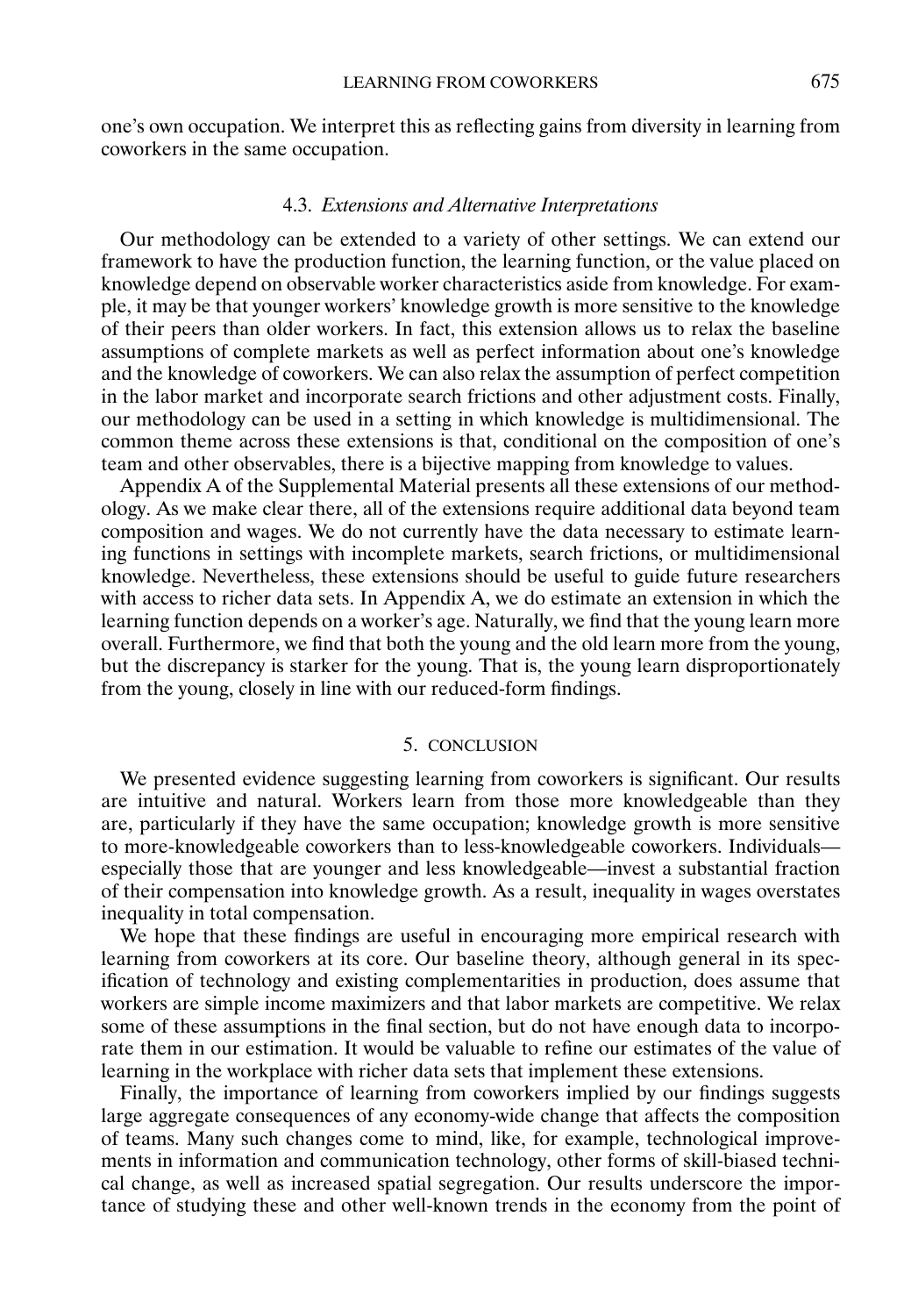one's own occupation. We interpret this as reflecting gains from diversity in learning from coworkers in the same occupation.

### 4.3. *Extensions and Alternative Interpretations*

Our methodology can be extended to a variety of other settings. We can extend our framework to have the production function, the learning function, or the value placed on knowledge depend on observable worker characteristics aside from knowledge. For example, it may be that younger workers' knowledge growth is more sensitive to the knowledge of their peers than older workers. In fact, this extension allows us to relax the baseline assumptions of complete markets as well as perfect information about one's knowledge and the knowledge of coworkers. We can also relax the assumption of perfect competition in the labor market and incorporate search frictions and other adjustment costs. Finally, our methodology can be used in a setting in which knowledge is multidimensional. The common theme across these extensions is that, conditional on the composition of one's team and other observables, there is a bijective mapping from knowledge to values.

Appendix A of the Supplemental Material presents all these extensions of our methodology. As we make clear there, all of the extensions require additional data beyond team composition and wages. We do not currently have the data necessary to estimate learning functions in settings with incomplete markets, search frictions, or multidimensional knowledge. Nevertheless, these extensions should be useful to guide future researchers with access to richer data sets. In Appendix A, we do estimate an extension in which the learning function depends on a worker's age. Naturally, we find that the young learn more overall. Furthermore, we find that both the young and the old learn more from the young, but the discrepancy is starker for the young. That is, the young learn disproportionately from the young, closely in line with our reduced-form findings.

## 5. CONCLUSION

We presented evidence suggesting learning from coworkers is significant. Our results are intuitive and natural. Workers learn from those more knowledgeable than they are, particularly if they have the same occupation; knowledge growth is more sensitive to more-knowledgeable coworkers than to less-knowledgeable coworkers. Individuals—especially those that are younger and less knowledgeable—invest a substantial fraction of their compensation into knowledge growth. As a result, inequality in wages overstates inequality in total compensation.

We hope that these findings are useful in encouraging more empirical research with learning from coworkers at its core. Our baseline theory, although general in its specification of technology and existing complementarities in production, does assume that workers are simple income maximizers and that labor markets are competitive. We relax some of these assumptions in the final section, but do not have enough data to incorporate them in our estimation. It would be valuable to refine our estimates of the value of learning in the workplace with richer data sets that implement these extensions.

Finally, the importance of learning from coworkers implied by our findings suggests large aggregate consequences of any economy-wide change that affects the composition of teams. Many such changes come to mind, like, for example, technological improvements in information and communication technology, other forms of skill-biased technical change, as well as increased spatial segregation. Our results underscore the importance of studying these and other well-known trends in the economy from the point of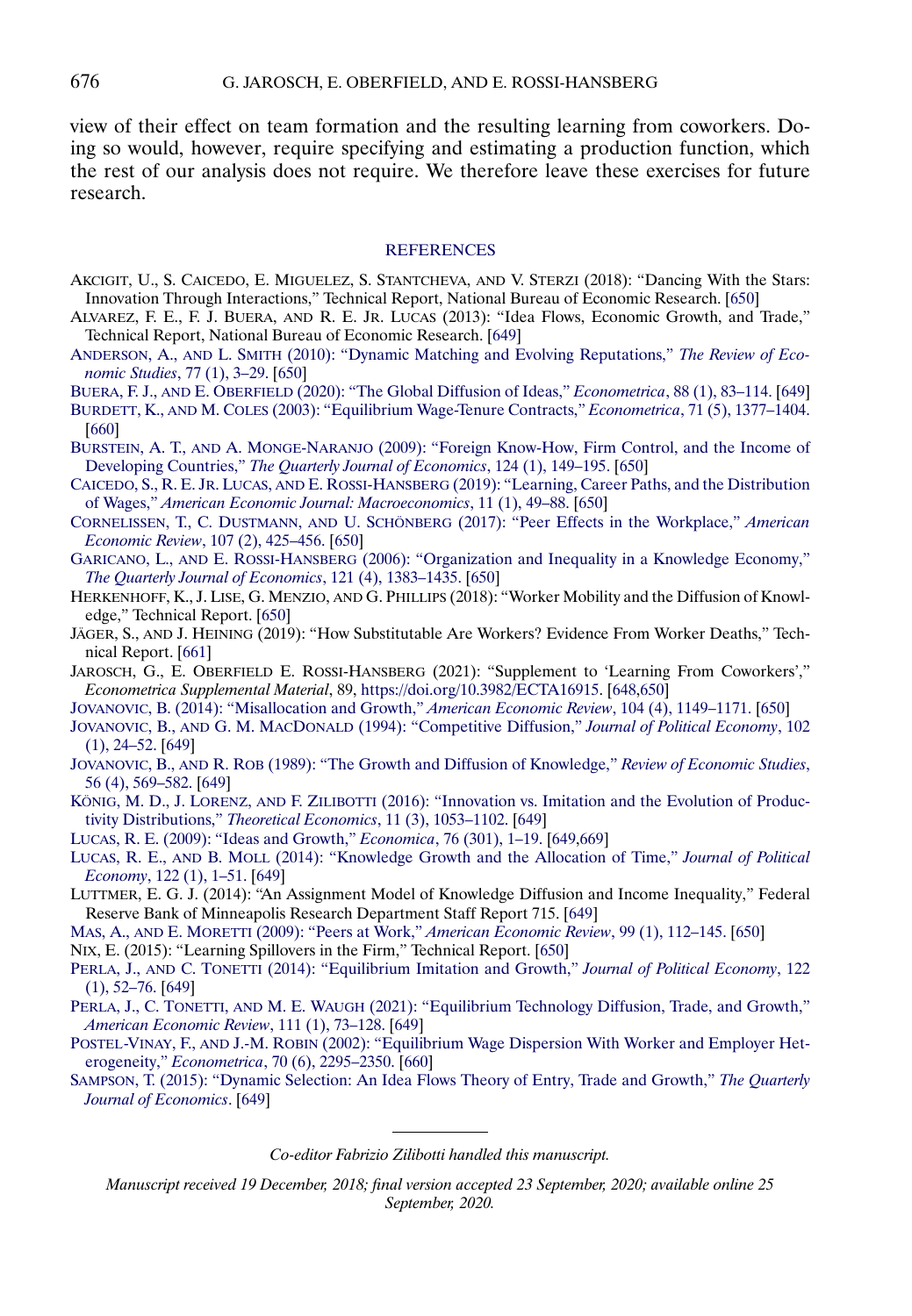view of their effect on team formation and the resulting learning from coworkers. Doing so would, however, require specifying and estimating a production function, which the rest of our analysis does not require. We therefore leave these exercises for future research.

## REFERENCES

AKCIGIT, U., S. CAICEDO, E. MIGUELEZ, S. STANTCHEVA, AND V. STERZI (2018): "Dancing With the Stars: Innovation Through Interactions," Technical Report, National Bureau of Economic Research. [650]

ALVAREZ, F. E., F. J. BUERA, AND R. E. JR. LUCAS (2013): "Idea Flows, Economic Growth, and Trade," Technical Report, National Bureau of Economic Research. [649]

ANDERSON, A., AND L. SMITH (2010): "Dynamic Matching and Evolving Reputations," *The Review of Economic Studies*, 77 (1), 3–29. [650]

BUERA, F. J., AND E. OBERFIELD (2020): "The Global Diffusion of Ideas," *Econometrica*, 88 (1), 83–114. [649]

BURDETT, K., AND M. COLES (2003): "Equilibrium Wage-Tenure Contracts," *Econometrica*, 71 (5), 1377–1404. [660]

BURSTEIN, A. T., AND A. MONGE-NARANJO (2009): "Foreign Know-How, Firm Control, and the Income of Developing Countries," *The Quarterly Journal of Economics*, 124 (1), 149–195. [650]

CAICEDO, S., R. E. JR. LUCAS, AND E. ROSSI-HANSBERG (2019): "Learning, Career Paths, and the Distribution of Wages," *American Economic Journal: Macroeconomics*, 11 (1), 49–88. [650]

CORNELISSEN, T., C. DUSTMANN, AND U. SCHÖNBERG (2017): "Peer Effects in the Workplace," *American Economic Review*, 107 (2), 425–456. [650]

GARICANO, L., AND E. ROSSI-HANSBERG (2006): "Organization and Inequality in a Knowledge Economy," *The Quarterly Journal of Economics*, 121 (4), 1383–1435. [650]

HERKENHOFF, K., J. LISE, G. MENZIO, AND G. PHILLIPS (2018): "Worker Mobility and the Diffusion of Knowledge," Technical Report. [650]

JÄGER, S., AND J. HEINING (2019): "How Substitutable Are Workers? Evidence From Worker Deaths," Technical Report. [661]

JAROSCH, G., E. OBERFIELD E. ROSSI-HANSBERG (2021): "Supplement to 'Learning From Coworkers'," *Econometrica Supplemental Material*, 89, https://doi.org/10.3982/ECTA16915. [648,650]

JOVANOVIC, B. (2014): "Misallocation and Growth," *American Economic Review*, 104 (4), 1149–1171. [650]

JOVANOVIC, B., AND G. M. MACDONALD (1994): "Competitive Diffusion," *Journal of Political Economy*, 102 (1), 24–52. [649]

JOVANOVIC, B., AND R. ROB (1989): "The Growth and Diffusion of Knowledge," *Review of Economic Studies*, 56 (4), 569–582. [649]

KÖNIG, M. D., J. LORENZ, AND F. ZILIBOTTI (2016): "Innovation vs. Imitation and the Evolution of Productivity Distributions," *Theoretical Economics*, 11 (3), 1053–1102. [649]

LUCAS, R. E. (2009): "Ideas and Growth," *Economica*, 76 (301), 1–19. [649,669]

LUCAS, R. E., AND B. MOLL (2014): "Knowledge Growth and the Allocation of Time," *Journal of Political Economy*, 122 (1), 1–51. [649]

LUTTMER, E. G. J. (2014): "An Assignment Model of Knowledge Diffusion and Income Inequality," Federal Reserve Bank of Minneapolis Research Department Staff Report 715. [649]

MAS, A., AND E. MORETTI (2009): "Peers at Work," *American Economic Review*, 99 (1), 112–145. [650]

NIX, E. (2015): "Learning Spillovers in the Firm," Technical Report. [650]

PERLA, J., AND C. TONETTI (2014): "Equilibrium Imitation and Growth," *Journal of Political Economy*, 122 (1), 52–76. [649]

PERLA, J., C. TONETTI, AND M. E. WAUGH (2021): "Equilibrium Technology Diffusion, Trade, and Growth," *American Economic Review*, 111 (1), 73–128. [649]

POSTEL-VINAY, F., AND J.-M. ROBIN (2002): "Equilibrium Wage Dispersion With Worker and Employer Heterogeneity," *Econometrica*, 70 (6), 2295–2350. [660]

SAMPSON, T. (2015): "Dynamic Selection: An Idea Flows Theory of Entry, Trade and Growth," *The Quarterly Journal of Economics*. [649]

---

*Co-editor Fabrizio Zilibotti handled this manuscript.*

*Manuscript received 19 December, 2018; final version accepted 23 September, 2020; available online 25 September, 2020.*